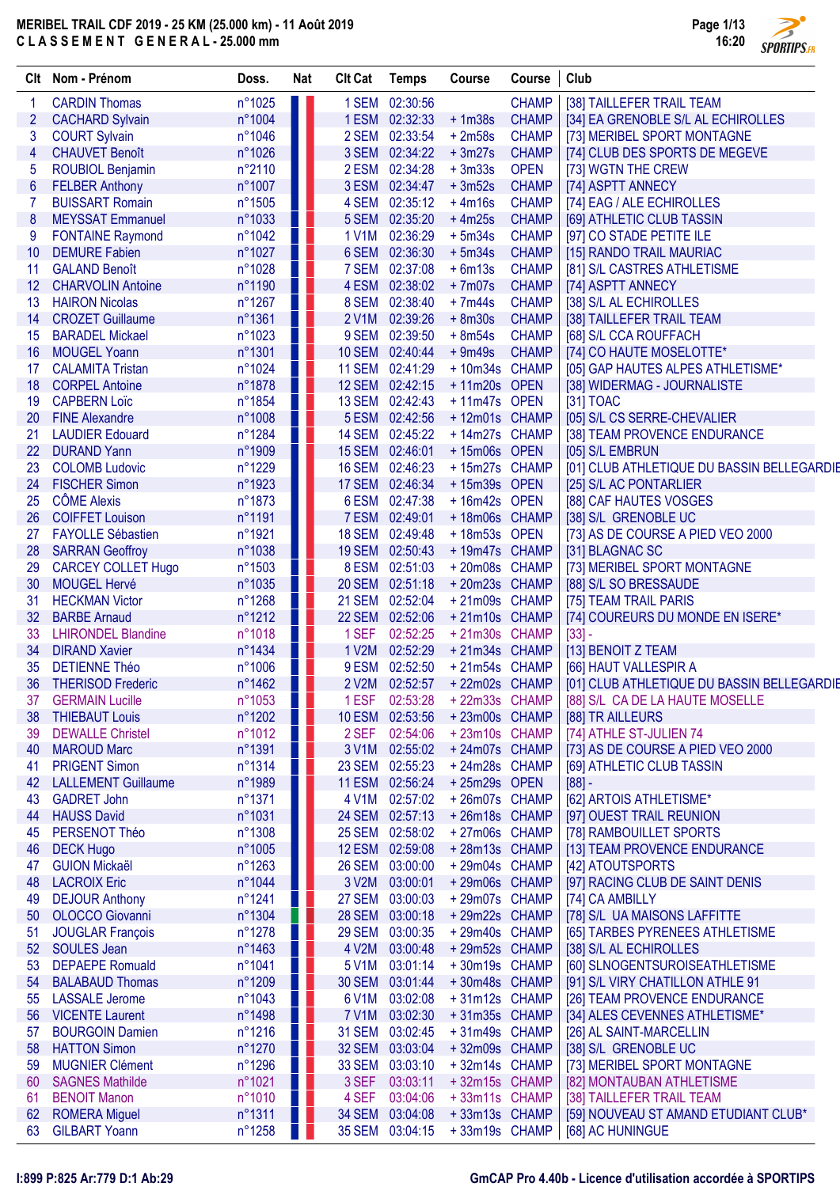# MERIBEL TRAIL CDF 2019 - 25 KM (25.000 km) - 11 Août 2019

**CLASSEMENT GENERAL - 25.000 mm**

| Clt | Nom - Prénom | Doss. | Nat | Clt Cat | Temps | Course | Course | Club |
|---|---|---|---|---|---|---|---|---|
| 1 | CARDIN Thomas | n°1025 | | 1 SEM | 02:30:56 | | CHAMP | [38] TAILLEFER TRAIL TEAM |
| 2 | CACHARD Sylvain | n°1004 | | 1 ESM | 02:32:33 | + 1m38s | CHAMP | [34] EA GRENOBLE S/L AL ECHIROLLES |
| 3 | COURT Sylvain | n°1046 | | 2 SEM | 02:33:54 | + 2m58s | CHAMP | [73] MERIBEL SPORT MONTAGNE |
| 4 | CHAUVET Benoît | n°1026 | | 3 SEM | 02:34:22 | + 3m27s | CHAMP | [74] CLUB DES SPORTS DE MEGEVE |
| 5 | ROUBIOL Benjamin | n°2110 | | 2 ESM | 02:34:28 | + 3m33s | OPEN | [73] WGTN THE CREW |
| 6 | FELBER Anthony | n°1007 | | 3 ESM | 02:34:47 | + 3m52s | CHAMP | [74] ASPTT ANNECY |
| 7 | BUISSART Romain | n°1505 | | 4 SEM | 02:35:12 | + 4m16s | CHAMP | [74] EAG / ALE ECHIROLLES |
| 8 | MEYSSAT Emmanuel | n°1033 | | 5 SEM | 02:35:20 | + 4m25s | CHAMP | [69] ATHLETIC CLUB TASSIN |
| 9 | FONTAINE Raymond | n°1042 | | 1 V1M | 02:36:29 | + 5m34s | CHAMP | [97] CO STADE PETITE ILE |
| 10 | DEMURE Fabien | n°1027 | | 6 SEM | 02:36:30 | + 5m34s | CHAMP | [15] RANDO TRAIL MAURIAC |
| 11 | GALAND Benoît | n°1028 | | 7 SEM | 02:37:08 | + 6m13s | CHAMP | [81] S/L CASTRES ATHLETISME |
| 12 | CHARVOLIN Antoine | n°1190 | | 4 ESM | 02:38:02 | + 7m07s | CHAMP | [74] ASPTT ANNECY |
| 13 | HAIRON Nicolas | n°1267 | | 8 SEM | 02:38:40 | + 7m44s | CHAMP | [38] S/L AL ECHIROLLES |
| 14 | CROZET Guillaume | n°1361 | | 2 V1M | 02:39:26 | + 8m30s | CHAMP | [38] TAILLEFER TRAIL TEAM |
| 15 | BARADEL Mickael | n°1023 | | 9 SEM | 02:39:50 | + 8m54s | CHAMP | [68] S/L CCA ROUFFACH |
| 16 | MOUGEL Yoann | n°1301 | | 10 SEM | 02:40:44 | + 9m49s | CHAMP | [74] CO HAUTE MOSELOTTE* |
| 17 | CALAMITA Tristan | n°1024 | | 11 SEM | 02:41:29 | + 10m34s | CHAMP | [05] GAP HAUTES ALPES ATHLETISME* |
| 18 | CORPEL Antoine | n°1878 | | 12 SEM | 02:42:15 | + 11m20s | OPEN | [38] WIDERMAG - JOURNALISTE |
| 19 | CAPBERN Loïc | n°1854 | | 13 SEM | 02:42:43 | + 11m47s | OPEN | [31] TOAC |
| 20 | FINE Alexandre | n°1008 | | 5 ESM | 02:42:56 | + 12m01s | CHAMP | [05] S/L CS SERRE-CHEVALIER |
| 21 | LAUDIER Edouard | n°1284 | | 14 SEM | 02:45:22 | + 14m27s | CHAMP | [38] TEAM PROVENCE ENDURANCE |
| 22 | DURAND Yann | n°1909 | | 15 SEM | 02:46:01 | + 15m06s | OPEN | [05] S/L EMBRUN |
| 23 | COLOMB Ludovic | n°1229 | | 16 SEM | 02:46:23 | + 15m27s | CHAMP | [01] CLUB ATHLETIQUE DU BASSIN BELLEGARDIE |
| 24 | FISCHER Simon | n°1923 | | 17 SEM | 02:46:34 | + 15m39s | OPEN | [25] S/L AC PONTARLIER |
| 25 | CÔME Alexis | n°1873 | | 6 ESM | 02:47:38 | + 16m42s | OPEN | [88] CAF HAUTES VOSGES |
| 26 | COIFFET Louison | n°1191 | | 7 ESM | 02:49:01 | + 18m06s | CHAMP | [38] S/L GRENOBLE UC |
| 27 | FAYOLLE Sébastien | n°1921 | | 18 SEM | 02:49:48 | + 18m53s | OPEN | [73] AS DE COURSE A PIED VEO 2000 |
| 28 | SARRAN Geoffroy | n°1038 | | 19 SEM | 02:50:43 | + 19m47s | CHAMP | [31] BLAGNAC SC |
| 29 | CARCEY COLLET Hugo | n°1503 | | 8 ESM | 02:51:03 | + 20m08s | CHAMP | [73] MERIBEL SPORT MONTAGNE |
| 30 | MOUGEL Hervé | n°1035 | | 20 SEM | 02:51:18 | + 20m23s | CHAMP | [88] S/L SO BRESSAUDE |
| 31 | HECKMAN Victor | n°1268 | | 21 SEM | 02:52:04 | + 21m09s | CHAMP | [75] TEAM TRAIL PARIS |
| 32 | BARBE Arnaud | n°1212 | | 22 SEM | 02:52:06 | + 21m10s | CHAMP | [74] COUREURS DU MONDE EN ISERE* |
| 33 | LHIRONDEL Blandine | n°1018 | | 1 SEF | 02:52:25 | + 21m30s | CHAMP | [33] - |
| 34 | DIRAND Xavier | n°1434 | | 1 V2M | 02:52:29 | + 21m34s | CHAMP | [13] BENOIT Z TEAM |
| 35 | DETIENNE Théo | n°1006 | | 9 ESM | 02:52:50 | + 21m54s | CHAMP | [66] HAUT VALLESPIR A |
| 36 | THERISOD Frederic | n°1462 | | 2 V2M | 02:52:57 | + 22m02s | CHAMP | [01] CLUB ATHLETIQUE DU BASSIN BELLEGARDIE |
| 37 | GERMAIN Lucille | n°1053 | | 1 ESF | 02:53:28 | + 22m33s | CHAMP | [88] S/L CA DE LA HAUTE MOSELLE |
| 38 | THIEBAUT Louis | n°1202 | | 10 ESM | 02:53:56 | + 23m00s | CHAMP | [88] TR AILLEURS |
| 39 | DEWALLE Christel | n°1012 | | 2 SEF | 02:54:06 | + 23m10s | CHAMP | [74] ATHLE ST-JULIEN 74 |
| 40 | MAROUD Marc | n°1391 | | 3 V1M | 02:55:02 | + 24m07s | CHAMP | [73] AS DE COURSE A PIED VEO 2000 |
| 41 | PRIGENT Simon | n°1314 | | 23 SEM | 02:55:23 | + 24m28s | CHAMP | [69] ATHLETIC CLUB TASSIN |
| 42 | LALLEMENT Guillaume | n°1989 | | 11 ESM | 02:56:24 | + 25m29s | OPEN | [88] - |
| 43 | GADRET John | n°1371 | | 4 V1M | 02:57:02 | + 26m07s | CHAMP | [62] ARTOIS ATHLETISME* |
| 44 | HAUSS David | n°1031 | | 24 SEM | 02:57:13 | + 26m18s | CHAMP | [97] OUEST TRAIL REUNION |
| 45 | PERSENOT Théo | n°1308 | | 25 SEM | 02:58:02 | + 27m06s | CHAMP | [78] RAMBOUILLET SPORTS |
| 46 | DECK Hugo | n°1005 | | 12 ESM | 02:59:08 | + 28m13s | CHAMP | [13] TEAM PROVENCE ENDURANCE |
| 47 | GUION Mickaël | n°1263 | | 26 SEM | 03:00:00 | + 29m04s | CHAMP | [42] ATOUTSPORTS |
| 48 | LACROIX Eric | n°1044 | | 3 V2M | 03:00:01 | + 29m06s | CHAMP | [97] RACING CLUB DE SAINT DENIS |
| 49 | DEJOUR Anthony | n°1241 | | 27 SEM | 03:00:03 | + 29m07s | CHAMP | [74] CA AMBILLY |
| 50 | OLOCCO Giovanni | n°1304 | | 28 SEM | 03:00:18 | + 29m22s | CHAMP | [78] S/L UA MAISONS LAFFITTE |
| 51 | JOUGLAR François | n°1278 | | 29 SEM | 03:00:35 | + 29m40s | CHAMP | [65] TARBES PYRENEES ATHLETISME |
| 52 | SOULES Jean | n°1463 | | 4 V2M | 03:00:48 | + 29m52s | CHAMP | [38] S/L AL ECHIROLLES |
| 53 | DEPAEPE Romuald | n°1041 | | 5 V1M | 03:01:14 | + 30m19s | CHAMP | [60] SLNOGENTSUROISEATHLETISME |
| 54 | BALABAUD Thomas | n°1209 | | 30 SEM | 03:01:44 | + 30m48s | CHAMP | [91] S/L VIRY CHATILLON ATHLE 91 |
| 55 | LASSALE Jerome | n°1043 | | 6 V1M | 03:02:08 | + 31m12s | CHAMP | [26] TEAM PROVENCE ENDURANCE |
| 56 | VICENTE Laurent | n°1498 | | 7 V1M | 03:02:30 | + 31m35s | CHAMP | [34] ALES CEVENNES ATHLETISME* |
| 57 | BOURGOIN Damien | n°1216 | | 31 SEM | 03:02:45 | + 31m49s | CHAMP | [26] AL SAINT-MARCELLIN |
| 58 | HATTON Simon | n°1270 | | 32 SEM | 03:03:04 | + 32m09s | CHAMP | [38] S/L GRENOBLE UC |
| 59 | MUGNIER Clément | n°1296 | | 33 SEM | 03:03:10 | + 32m14s | CHAMP | [73] MERIBEL SPORT MONTAGNE |
| 60 | SAGNES Mathilde | n°1021 | | 3 SEF | 03:03:11 | + 32m15s | CHAMP | [82] MONTAUBAN ATHLETISME |
| 61 | BENOIT Manon | n°1010 | | 4 SEF | 03:04:06 | + 33m11s | CHAMP | [38] TAILLEFER TRAIL TEAM |
| 62 | ROMERA Miguel | n°1311 | | 34 SEM | 03:04:08 | + 33m13s | CHAMP | [59] NOUVEAU ST AMAND ETUDIANT CLUB* |
| 63 | GILBART Yoann | n°1258 | | 35 SEM | 03:04:15 | + 33m19s | CHAMP | [68] AC HUNINGUE |

I:899 P:825 Ar:779 D:1 Ab:29

GmCAP Pro 4.40b - Licence d'utilisation accordée à SPORTIPS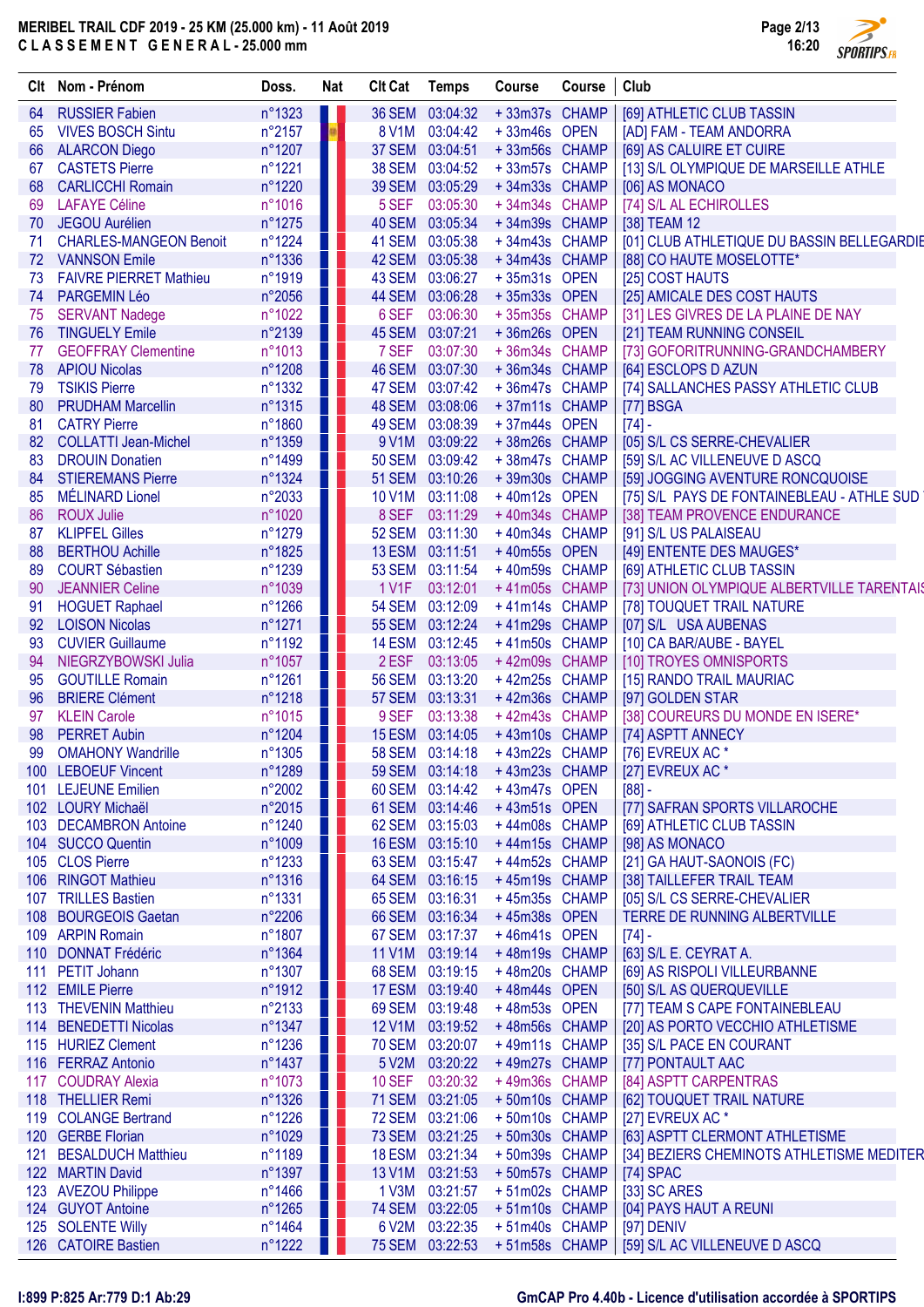# MERIBEL TRAIL CDF 2019 - 25 KM (25.000 km) - 11 Août 2019

## CLASSEMENT GENERAL - 25.000 mm

| Clt | Nom - Prénom | Doss. | Nat | Clt Cat | Temps | Course | Course | Club |
|---|---|---|---|---|---|---|---|---|
| 64 | RUSSIER Fabien | n°1323 | | 36 SEM | 03:04:32 | + 33m37s | CHAMP | [69] ATHLETIC CLUB TASSIN |
| 65 | VIVES BOSCH Sintu | n°2157 | | 8 V1M | 03:04:42 | + 33m46s | OPEN | [AD] FAM - TEAM ANDORRA |
| 66 | ALARCON Diego | n°1207 | | 37 SEM | 03:04:51 | + 33m56s | CHAMP | [69] AS CALUIRE ET CUIRE |
| 67 | CASTETS Pierre | n°1221 | | 38 SEM | 03:04:52 | + 33m57s | CHAMP | [13] S/L OLYMPIQUE DE MARSEILLE ATHLE |
| 68 | CARLICCHI Romain | n°1220 | | 39 SEM | 03:05:29 | + 34m33s | CHAMP | [06] AS MONACO |
| 69 | LAFAYE Céline | n°1016 | | 5 SEF | 03:05:30 | + 34m34s | CHAMP | [74] S/L AL ECHIROLLES |
| 70 | JEGOU Aurélien | n°1275 | | 40 SEM | 03:05:34 | + 34m39s | CHAMP | [38] TEAM 12 |
| 71 | CHARLES-MANGEON Benoit | n°1224 | | 41 SEM | 03:05:38 | + 34m43s | CHAMP | [01] CLUB ATHLETIQUE DU BASSIN BELLEGARDIE |
| 72 | VANNSON Emile | n°1336 | | 42 SEM | 03:05:38 | + 34m43s | CHAMP | [88] CO HAUTE MOSELOTTE* |
| 73 | FAIVRE PIERRET Mathieu | n°1919 | | 43 SEM | 03:06:27 | + 35m31s | OPEN | [25] COST HAUTS |
| 74 | PARGEMIN Léo | n°2056 | | 44 SEM | 03:06:28 | + 35m33s | OPEN | [25] AMICALE DES COST HAUTS |
| 75 | SERVANT Nadege | n°1022 | | 6 SEF | 03:06:30 | + 35m35s | CHAMP | [31] LES GIVRES DE LA PLAINE DE NAY |
| 76 | TINGUELY Emile | n°2139 | | 45 SEM | 03:07:21 | + 36m26s | OPEN | [21] TEAM RUNNING CONSEIL |
| 77 | GEOFFRAY Clementine | n°1013 | | 7 SEF | 03:07:30 | + 36m34s | CHAMP | [73] GOFORITONIA-GRANDCHAMBERY |
| 78 | APIOU Nicolas | n°1208 | | 46 SEM | 03:07:30 | + 36m34s | CHAMP | [64] ESCLOPS D AZUN |
| 79 | TSIKIS Pierre | n°1332 | | 47 SEM | 03:07:42 | + 36m47s | CHAMP | [74] SALLANCHES PASSY ATHLETIC CLUB |
| 80 | PRUDHAM Marcellin | n°1315 | | 48 SEM | 03:08:06 | + 37m11s | CHAMP | [77] BSGA |
| 81 | CATRY Pierre | n°1860 | | 49 SEM | 03:08:39 | + 37m44s | OPEN | [74] - |
| 82 | COLLATTI Jean-Michel | n°1359 | | 9 V1M | 03:09:22 | + 38m26s | CHAMP | [05] S/L CS SERRE-CHEVALIER |
| 83 | DROUIN Donatien | n°1499 | | 50 SEM | 03:09:42 | + 38m47s | CHAMP | [59] S/L AC VILLENEUVE D ASCQ |
| 84 | STIEREMANS Pierre | n°1324 | | 51 SEM | 03:10:26 | + 39m30s | CHAMP | [59] JOGGING AVENTURE RONCQUOISE |
| 85 | MÉLINARD Lionel | n°2033 | | 10 V1M | 03:11:08 | + 40m12s | OPEN | [75] S/L PAYS DE FONTAINEBLEAU - ATHLE SUD |
| 86 | ROUX Julie | n°1020 | | 8 SEF | 03:11:29 | + 40m34s | CHAMP | [38] TEAM PROVENCE ENDURANCE |
| 87 | KLIPFEL Gilles | n°1279 | | 52 SEM | 03:11:30 | + 40m34s | CHAMP | [91] S/L US PALAISEAU |
| 88 | BERTHOU Achille | n°1825 | | 13 ESM | 03:11:51 | + 40m55s | OPEN | [49] ENTENTE DES MAUGES* |
| 89 | COURT Sébastien | n°1239 | | 53 SEM | 03:11:54 | + 40m59s | CHAMP | [69] ATHLETIC CLUB TASSIN |
| 90 | JEANNIER Celine | n°1039 | | 1 V1F | 03:12:01 | + 41m05s | CHAMP | [73] UNION OLYMPIQUE ALBERTVILLE TARENTAIS |
| 91 | HOGUET Raphael | n°1266 | | 54 SEM | 03:12:09 | + 41m14s | CHAMP | [78] TOUQUET TRAIL NATURE |
| 92 | LOISON Nicolas | n°1271 | | 55 SEM | 03:12:24 | + 41m29s | CHAMP | [07] S/L USA AUBENAS |
| 93 | CUVIER Guillaume | n°1192 | | 14 ESM | 03:12:45 | + 41m50s | CHAMP | [10] CA BAR/AUBE - BAYEL |
| 94 | NIEGRZYBOWSKI Julia | n°1057 | | 2 ESF | 03:13:05 | + 42m09s | CHAMP | [10] TROYES OMNISPORTS |
| 95 | GOUTILLE Romain | n°1261 | | 56 SEM | 03:13:20 | + 42m25s | CHAMP | [15] RANDO TRAIL MAURIAC |
| 96 | BRIERE Clément | n°1218 | | 57 SEM | 03:13:31 | + 42m36s | CHAMP | [97] GOLDEN STAR |
| 97 | KLEIN Carole | n°1015 | | 9 SEF | 03:13:38 | + 42m43s | CHAMP | [38] COUREURS DU MONDE EN ISERE* |
| 98 | PERRET Aubin | n°1204 | | 15 ESM | 03:14:05 | + 43m10s | CHAMP | [74] ASPTT ANNECY |
| 99 | OMAHONY Wandrille | n°1305 | | 58 SEM | 03:14:18 | + 43m22s | CHAMP | [76] EVREUX AC * |
| 100 | LEBOEUF Vincent | n°1289 | | 59 SEM | 03:14:18 | + 43m23s | CHAMP | [27] EVREUX AC * |
| 101 | LEJEUNE Emilien | n°2002 | | 60 SEM | 03:14:42 | + 43m47s | OPEN | [88] - |
| 102 | LOURY Michaël | n°2015 | | 61 SEM | 03:14:46 | + 43m51s | OPEN | [77] SAFRAN SPORTS VILLAROCHE |
| 103 | DECAMBRON Antoine | n°1240 | | 62 SEM | 03:15:03 | + 44m08s | CHAMP | [69] ATHLETIC CLUB TASSIN |
| 104 | SUCCO Quentin | n°1009 | | 16 ESM | 03:15:10 | + 44m15s | CHAMP | [98] AS MONACO |
| 105 | CLOS Pierre | n°1233 | | 63 SEM | 03:15:47 | + 44m52s | CHAMP | [21] GA HAUT-SAONOIS (FC) |
| 106 | RINGOT Mathieu | n°1316 | | 64 SEM | 03:16:15 | + 45m19s | CHAMP | [38] TAILLEFER TRAIL TEAM |
| 107 | TRILLES Bastien | n°1331 | | 65 SEM | 03:16:31 | + 45m35s | CHAMP | [05] S/L CS SERRE-CHEVALIER |
| 108 | BOURGEOIS Gaetan | n°2206 | | 66 SEM | 03:16:34 | + 45m38s | OPEN | TERRE DE RUNNING ALBERTVILLE |
| 109 | ARPIN Romain | n°1807 | | 67 SEM | 03:17:37 | + 46m41s | OPEN | [74] - |
| 110 | DONNAT Frédéric | n°1364 | | 11 V1M | 03:19:14 | + 48m19s | CHAMP | [63] S/L E. CEYRAT A. |
| 111 | PETIT Johann | n°1307 | | 68 SEM | 03:19:15 | + 48m20s | CHAMP | [69] AS RISPOLI VILLEURBANNE |
| 112 | EMILE Pierre | n°1912 | | 17 ESM | 03:19:40 | + 48m44s | OPEN | [50] S/L AS QUERQUEVILLE |
| 113 | THEVENIN Matthieu | n°2133 | | 69 SEM | 03:19:48 | + 48m53s | OPEN | [77] TEAM S CAPE FONTAINEBLEAU |
| 114 | BENEDETTI Nicolas | n°1347 | | 12 V1M | 03:19:52 | + 48m56s | CHAMP | [20] AS PORTO VECCHIO ATHLETISME |
| 115 | HURIEZ Clement | n°1236 | | 70 SEM | 03:20:07 | + 49m11s | CHAMP | [35] S/L PACE EN COURANT |
| 116 | FERRAZ Antonio | n°1437 | | 5 V2M | 03:20:22 | + 49m27s | CHAMP | [77] PONTAULT AAC |
| 117 | COUDRAY Alexia | n°1073 | | 10 SEF | 03:20:32 | + 49m36s | CHAMP | [84] ASPTT CARPENTRAS |
| 118 | THELLIER Remi | n°1326 | | 71 SEM | 03:21:05 | + 50m10s | CHAMP | [62] TOUQUET TRAIL NATURE |
| 119 | COLANGE Bertrand | n°1226 | | 72 SEM | 03:21:06 | + 50m10s | CHAMP | [27] EVREUX AC * |
| 120 | GERBE Florian | n°1029 | | 73 SEM | 03:21:25 | + 50m30s | CHAMP | [63] ASPTT CLERMONT ATHLETISME |
| 121 | BESALDUCH Matthieu | n°1189 | | 18 ESM | 03:21:34 | + 50m39s | CHAMP | [34] BEZIERS CHEMINOTS ATHLETISME MEDITER |
| 122 | MARTIN David | n°1397 | | 13 V1M | 03:21:53 | + 50m57s | CHAMP | [74] SPAC |
| 123 | AVEZOU Philippe | n°1466 | | 1 V3M | 03:21:57 | + 51m02s | CHAMP | [33] SC ARES |
| 124 | GUYOT Antoine | n°1265 | | 74 SEM | 03:22:05 | + 51m10s | CHAMP | [04] PAYS HAUT A REUNI |
| 125 | SOLENTE Willy | n°1464 | | 6 V2M | 03:22:35 | + 51m40s | CHAMP | [97] DENIV |
| 126 | CATOIRE Bastien | n°1222 | | 75 SEM | 03:22:53 | + 51m58s | CHAMP | [59] S/L AC VILLENEUVE D ASCQ |

I:899 P:825 Ar:779 D:1 Ab:29

GmCAP Pro 4.40b - Licence d'utilisation accordée à SPORTIPS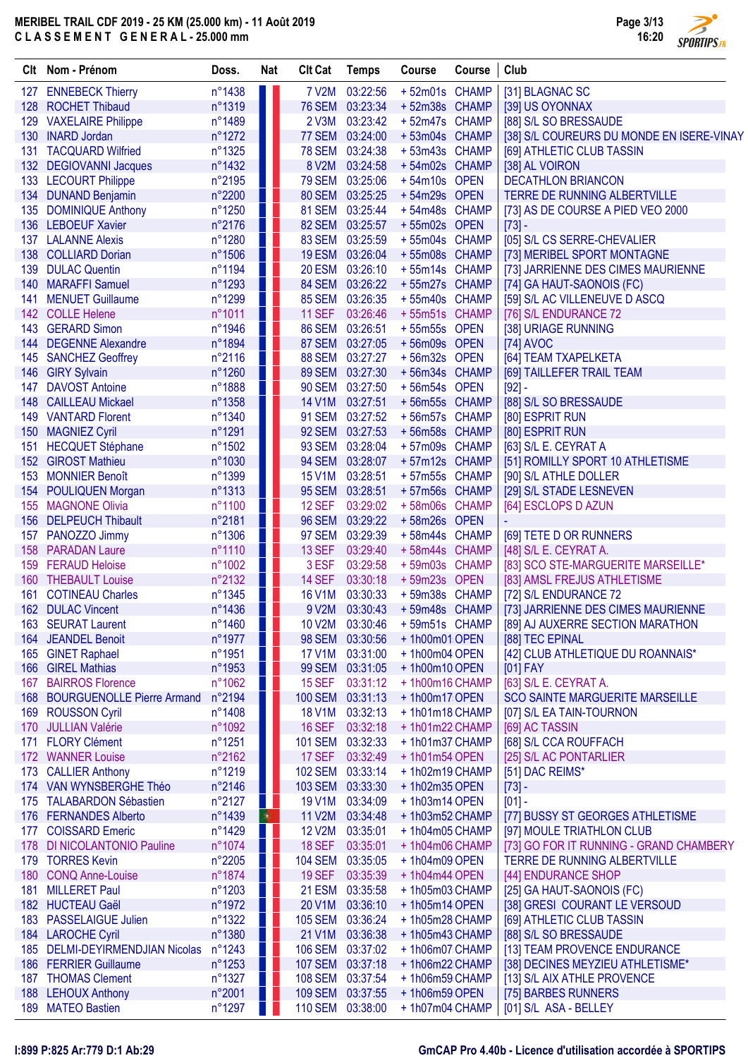# MERIBEL TRAIL CDF 2019 - 25 KM (25.000 km) - 11 Août 2019

## C L A S S E M E N T   G E N E R A L - 25.000 mm

| Clt | Nom - Prénom | Doss. | Nat | Clt Cat | Temps | Course | Course | Club |
|---|---|---|---|---|---|---|---|---|
| 127 | ENNEBECK Thierry | n°1438 | | 7 V2M | 03:22:56 | + 52m01s | CHAMP | [31] BLAGNAC SC |
| 128 | ROCHET Thibaud | n°1319 | | 76 SEM | 03:23:34 | + 52m38s | CHAMP | [39] US OYONNAX |
| 129 | VAXELAIRE Philippe | n°1489 | | 2 V3M | 03:23:42 | + 52m47s | CHAMP | [88] S/L SO BRESSAUDE |
| 130 | INARD Jordan | n°1272 | | 77 SEM | 03:24:00 | + 53m04s | CHAMP | [38] S/L COUREURS DU MONDE EN ISERE-VINAY |
| 131 | TACQUARD Wilfried | n°1325 | | 78 SEM | 03:24:38 | + 53m43s | CHAMP | [69] ATHLETIC CLUB TASSIN |
| 132 | DEGIOVANNI Jacques | n°1432 | | 8 V2M | 03:24:58 | + 54m02s | CHAMP | [38] AL VOIRON |
| 133 | LECOURT Philippe | n°2195 | | 79 SEM | 03:25:06 | + 54m10s | OPEN | DECATHLON BRIANCON |
| 134 | DUNAND Benjamin | n°2200 | | 80 SEM | 03:25:25 | + 54m29s | OPEN | TERRE DE RUNNING ALBERTVILLE |
| 135 | DOMINIQUE Anthony | n°1250 | | 81 SEM | 03:25:44 | + 54m48s | CHAMP | [73] AS DE COURSE A PIED VEO 2000 |
| 136 | LEBOEUF Xavier | n°2176 | | 82 SEM | 03:25:57 | + 55m02s | OPEN | [73] - |
| 137 | LALANNE Alexis | n°1280 | | 83 SEM | 03:25:59 | + 55m04s | CHAMP | [05] S/L CS SERRE-CHEVALIER |
| 138 | COLLIARD Dorian | n°1506 | | 19 ESM | 03:26:04 | + 55m08s | CHAMP | [73] MERIBEL SPORT MONTAGNE |
| 139 | DULAC Quentin | n°1194 | | 20 ESM | 03:26:10 | + 55m14s | CHAMP | [73] JARRIENNE DES CIMES MAURIENNE |
| 140 | MARAFFI Samuel | n°1293 | | 84 SEM | 03:26:22 | + 55m27s | CHAMP | [74] GA HAUT-SAONOIS (FC) |
| 141 | MENUET Guillaume | n°1299 | | 85 SEM | 03:26:35 | + 55m40s | CHAMP | [59] S/L AC VILLENEUVE D ASCQ |
| 142 | COLLE Helene | n°1011 | | 11 SEF | 03:26:46 | + 55m51s | CHAMP | [76] S/L ENDURANCE 72 |
| 143 | GERARD Simon | n°1946 | | 86 SEM | 03:26:51 | + 55m55s | OPEN | [38] URIAGE RUNNING |
| 144 | DEGENNE Alexandre | n°1894 | | 87 SEM | 03:27:05 | + 56m09s | OPEN | [74] AVOC |
| 145 | SANCHEZ Geoffrey | n°2116 | | 88 SEM | 03:27:27 | + 56m32s | OPEN | [64] TEAM TXAPELKETA |
| 146 | GIRY Sylvain | n°1260 | | 89 SEM | 03:27:30 | + 56m34s | CHAMP | [69] TAILLEFER TRAIL TEAM |
| 147 | DAVOST Antoine | n°1888 | | 90 SEM | 03:27:50 | + 56m54s | OPEN | [92] - |
| 148 | CAILLEAU Mickael | n°1358 | | 14 V1M | 03:27:51 | + 56m55s | CHAMP | [88] S/L SO BRESSAUDE |
| 149 | VANTARD Florent | n°1340 | | 91 SEM | 03:27:52 | + 56m57s | CHAMP | [80] ESPRIT RUN |
| 150 | MAGNIEZ Cyril | n°1291 | | 92 SEM | 03:27:53 | + 56m58s | CHAMP | [80] ESPRIT RUN |
| 151 | HECQUET Stéphane | n°1502 | | 93 SEM | 03:28:04 | + 57m09s | CHAMP | [63] S/L E. CEYRAT A |
| 152 | GIROST Mathieu | n°1030 | | 94 SEM | 03:28:07 | + 57m12s | CHAMP | [51] ROMILLY SPORT 10 ATHLETISME |
| 153 | MONNIER Benoît | n°1399 | | 15 V1M | 03:28:51 | + 57m55s | CHAMP | [90] S/L ATHLE DOLLER |
| 154 | POULIQUEN Morgan | n°1313 | | 95 SEM | 03:28:51 | + 57m56s | CHAMP | [29] S/L STADE LESNEVEN |
| 155 | MAGNONE Olivia | n°1100 | | 12 SEF | 03:29:02 | + 58m06s | CHAMP | [64] ESCLOPS D AZUN |
| 156 | DELPEUCH Thibault | n°2181 | | 96 SEM | 03:29:22 | + 58m26s | OPEN | - |
| 157 | PANOZZO Jimmy | n°1306 | | 97 SEM | 03:29:39 | + 58m44s | CHAMP | [69] TETE D OR RUNNERS |
| 158 | PARADAN Laure | n°1110 | | 13 SEF | 03:29:40 | + 58m44s | CHAMP | [48] S/L E. CEYRAT A. |
| 159 | FERAUD Heloise | n°1002 | | 3 ESF | 03:29:58 | + 59m03s | CHAMP | [83] SCO STE-MARGUERITE MARSEILLE* |
| 160 | THEBAULT Louise | n°2132 | | 14 SEF | 03:30:18 | + 59m23s | OPEN | [83] AMSL FREJUS ATHLETISME |
| 161 | COTINEAU Charles | n°1345 | | 16 V1M | 03:30:33 | + 59m38s | CHAMP | [72] S/L ENDURANCE 72 |
| 162 | DULAC Vincent | n°1436 | | 9 V2M | 03:30:43 | + 59m48s | CHAMP | [73] JARRIENNE DES CIMES MAURIENNE |
| 163 | SEURAT Laurent | n°1460 | | 10 V2M | 03:30:46 | + 59m51s | CHAMP | [89] AJ AUXERRE SECTION MARATHON |
| 164 | JEANDEL Benoit | n°1977 | | 98 SEM | 03:30:56 | + 1h00m01 | OPEN | [88] TEC EPINAL |
| 165 | GINET Raphael | n°1951 | | 17 V1M | 03:31:00 | + 1h00m04 | OPEN | [42] CLUB ATHLETIQUE DU ROANNAIS* |
| 166 | GIREL Mathias | n°1953 | | 99 SEM | 03:31:05 | + 1h00m10 | OPEN | [01] FAY |
| 167 | BAIRROS Florence | n°1062 | | 15 SEF | 03:31:12 | + 1h00m16 | CHAMP | [63] S/L E. CEYRAT A. |
| 168 | BOURGUENOLLE Pierre Armand | n°2194 | | 100 SEM | 03:31:13 | + 1h00m17 | OPEN | SCO SAINTE MARGUERITE MARSEILLE |
| 169 | ROUSSON Cyril | n°1408 | | 18 V1M | 03:32:13 | + 1h01m18 | CHAMP | [07] S/L EA TAIN-TOURNON |
| 170 | JULLIAN Valérie | n°1092 | | 16 SEF | 03:32:18 | + 1h01m22 | CHAMP | [69] AC TASSIN |
| 171 | FLORY Clément | n°1251 | | 101 SEM | 03:32:33 | + 1h01m37 | CHAMP | [68] S/L CCA ROUFFACH |
| 172 | WANNER Louise | n°2162 | | 17 SEF | 03:32:49 | + 1h01m54 | OPEN | [25] S/L AC PONTARLIER |
| 173 | CALLIER Anthony | n°1219 | | 102 SEM | 03:33:14 | + 1h02m19 | CHAMP | [51] DAC REIMS* |
| 174 | VAN WYNSBERGHE Théo | n°2146 | | 103 SEM | 03:33:30 | + 1h02m35 | OPEN | [73] - |
| 175 | TALABARDON Sébastien | n°2127 | | 19 V1M | 03:34:09 | + 1h03m14 | OPEN | [01] - |
| 176 | FERNANDES Alberto | n°1439 | | 11 V2M | 03:34:48 | + 1h03m52 | CHAMP | [77] BUSSY ST GEORGES ATHLETISME |
| 177 | COISSARD Emeric | n°1429 | | 12 V2M | 03:35:01 | + 1h04m05 | CHAMP | [97] MOULE TRIATHLON CLUB |
| 178 | DI NICOLANTONIO Pauline | n°1074 | | 18 SEF | 03:35:01 | + 1h04m06 | CHAMP | [73] GO FOR IT RUNNING - GRAND CHAMBERY |
| 179 | TORRES Kevin | n°2205 | | 104 SEM | 03:35:05 | + 1h04m09 | OPEN | TERRE DE RUNNING ALBERTVILLE |
| 180 | CONQ Anne-Louise | n°1874 | | 19 SEF | 03:35:39 | + 1h04m43 | OPEN | [44] ENDURANCE SHOP |
| 181 | MILLERET Paul | n°1203 | | 21 ESM | 03:35:58 | + 1h05m03 | CHAMP | [25] GA HAUT-SAONOIS (FC) |
| 182 | HUCTEAU Gaël | n°1972 | | 20 V1M | 03:36:10 | + 1h05m14 | OPEN | [38] GRESI COURANT LE VERSOUD |
| 183 | PASSELAIGUE Julien | n°1322 | | 105 SEM | 03:36:24 | + 1h05m28 | CHAMP | [69] ATHLETIC CLUB TASSIN |
| 184 | LAROCHE Cyril | n°1380 | | 21 V1M | 03:36:38 | + 1h05m43 | CHAMP | [88] S/L SO BRESSAUDE |
| 185 | DELMI-DEYIRMENDJIAN Nicolas | n°1243 | | 106 SEM | 03:37:02 | + 1h06m07 | CHAMP | [13] TEAM PROVENCE ENDURANCE |
| 186 | FERRIER Guillaume | n°1253 | | 107 SEM | 03:37:18 | + 1h06m22 | CHAMP | [38] DECINES MEYZIEU ATHLETISME* |
| 187 | THOMAS Clement | n°1327 | | 108 SEM | 03:37:54 | + 1h06m59 | CHAMP | [13] S/L AIX ATHLE PROVENCE |
| 188 | LEHOUX Anthony | n°2001 | | 109 SEM | 03:37:55 | + 1h06m59 | OPEN | [75] BARBES RUNNERS |
| 189 | MATEO Bastien | n°1297 | | 110 SEM | 03:38:00 | + 1h07m04 | CHAMP | [01] S/L ASA - BELLEY |

I:899 P:825 Ar:779 D:1 Ab:29

GmCAP Pro 4.40b - Licence d'utilisation accordée à SPORTIPS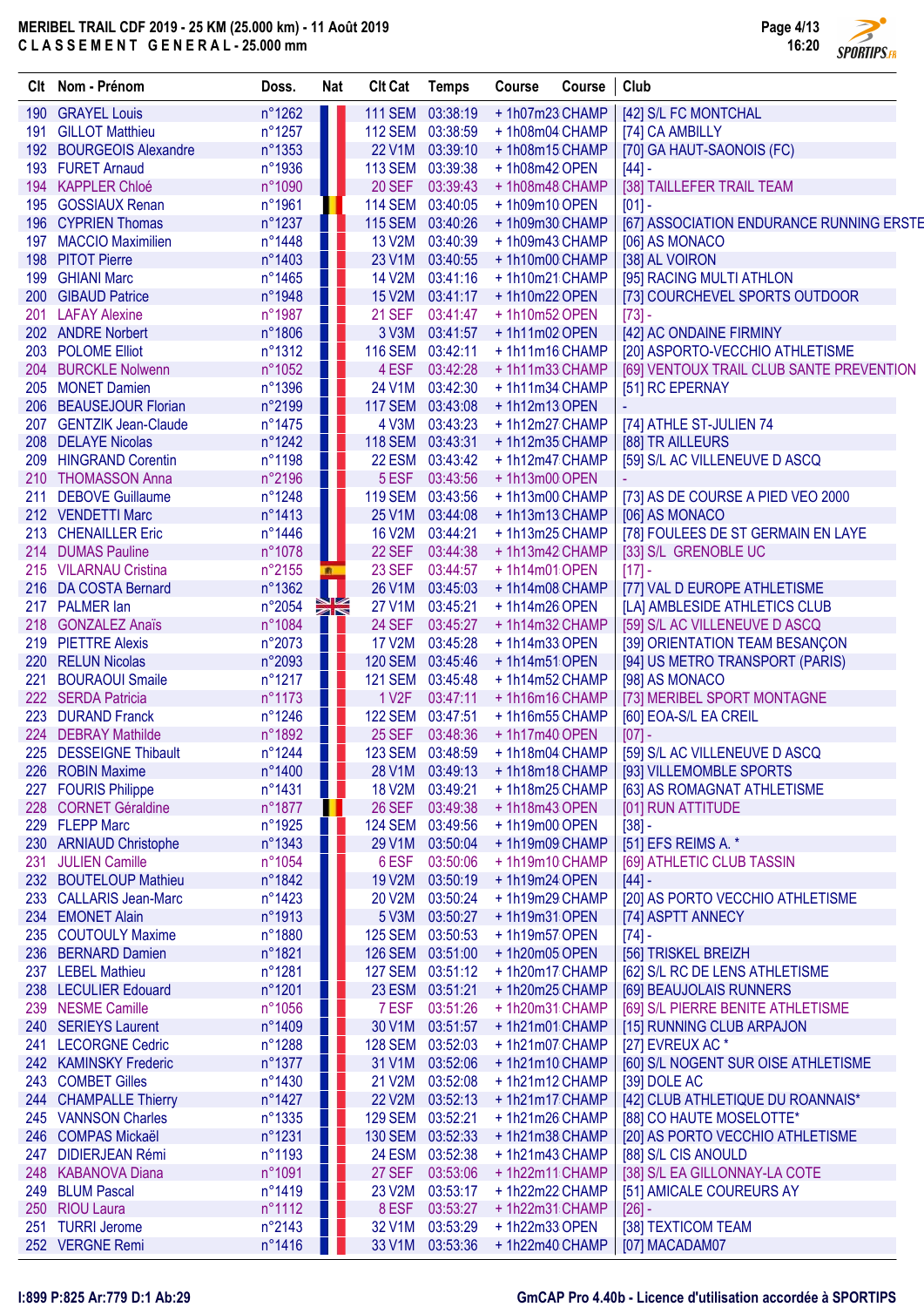# MERIBEL TRAIL CDF 2019 - 25 KM (25.000 km) - 11 Août 2019

## CLASSEMENT GENERAL - 25.000 mm

| Clt | Nom - Prénom | Doss. | Nat | Clt Cat | Temps | Course | Course | Club |
|---|---|---|---|---|---|---|---|---|
| 190 | GRAYEL Louis | n°1262 | | 111 SEM | 03:38:19 | + 1h07m23 | CHAMP | [42] S/L FC MONTCHAL |
| 191 | GILLOT Matthieu | n°1257 | | 112 SEM | 03:38:59 | + 1h08m04 | CHAMP | [74] CA AMBILLY |
| 192 | BOURGEOIS Alexandre | n°1353 | | 22 V1M | 03:39:10 | + 1h08m15 | CHAMP | [70] GA HAUT-SAONOIS (FC) |
| 193 | FURET Arnaud | n°1936 | | 113 SEM | 03:39:38 | + 1h08m42 | OPEN | [44] - |
| 194 | KAPPLER Chloé | n°1090 | | 20 SEF | 03:39:43 | + 1h08m48 | CHAMP | [38] TAILLEFER TRAIL TEAM |
| 195 | GOSSIAUX Renan | n°1961 | | 114 SEM | 03:40:05 | + 1h09m10 | OPEN | [01] - |
| 196 | CYPRIEN Thomas | n°1237 | | 115 SEM | 03:40:26 | + 1h09m30 | CHAMP | [67] ASSOCIATION ENDURANCE RUNNING ERSTE |
| 197 | MACCIO Maximilien | n°1448 | | 13 V2M | 03:40:39 | + 1h09m43 | CHAMP | [06] AS MONACO |
| 198 | PITOT Pierre | n°1403 | | 23 V1M | 03:40:55 | + 1h10m00 | CHAMP | [38] AL VOIRON |
| 199 | GHIANI Marc | n°1465 | | 14 V2M | 03:41:16 | + 1h10m21 | CHAMP | [95] RACING MULTI ATHLON |
| 200 | GIBAUD Patrice | n°1948 | | 15 V2M | 03:41:17 | + 1h10m22 | OPEN | [73] COURCHEVEL SPORTS OUTDOOR |
| 201 | LAFAY Alexine | n°1987 | | 21 SEF | 03:41:47 | + 1h10m52 | OPEN | [73] - |
| 202 | ANDRE Norbert | n°1806 | | 3 V3M | 03:41:57 | + 1h11m02 | OPEN | [42] AC ONDAINE FIRMINY |
| 203 | POLOME Elliot | n°1312 | | 116 SEM | 03:42:11 | + 1h11m16 | CHAMP | [20] ASPORTO-VECCHIO ATHLETISME |
| 204 | BURCKLE Nolwenn | n°1052 | | 4 ESF | 03:42:28 | + 1h11m33 | CHAMP | [69] VENTOUX TRAIL CLUB SANTE PREVENTION |
| 205 | MONET Damien | n°1396 | | 24 V1M | 03:42:30 | + 1h11m34 | CHAMP | [51] RC EPERNAY |
| 206 | BEAUSEJOUR Florian | n°2199 | | 117 SEM | 03:43:08 | + 1h12m13 | OPEN | - |
| 207 | GENTZIK Jean-Claude | n°1475 | | 4 V3M | 03:43:23 | + 1h12m27 | CHAMP | [74] ATHLE ST-JULIEN 74 |
| 208 | DELAYE Nicolas | n°1242 | | 118 SEM | 03:43:31 | + 1h12m35 | CHAMP | [88] TR AILLEURS |
| 209 | HINGRAND Corentin | n°1198 | | 22 ESM | 03:43:42 | + 1h12m47 | CHAMP | [59] S/L AC VILLENEUVE D ASCQ |
| 210 | THOMASSON Anna | n°2196 | | 5 ESF | 03:43:56 | + 1h13m00 | OPEN | - |
| 211 | DEBOVE Guillaume | n°1248 | | 119 SEM | 03:43:56 | + 1h13m00 | CHAMP | [73] AS DE COURSE A PIED VEO 2000 |
| 212 | VENDETTI Marc | n°1413 | | 25 V1M | 03:44:08 | + 1h13m13 | CHAMP | [06] AS MONACO |
| 213 | CHENAILLER Eric | n°1446 | | 16 V2M | 03:44:21 | + 1h13m25 | CHAMP | [78] FOULEES DE ST GERMAIN EN LAYE |
| 214 | DUMAS Pauline | n°1078 | | 22 SEF | 03:44:38 | + 1h13m42 | CHAMP | [33] S/L GRENOBLE UC |
| 215 | VILARNAU Cristina | n°2155 | | 23 SEF | 03:44:57 | + 1h14m01 | OPEN | [17] - |
| 216 | DA COSTA Bernard | n°1362 | | 26 V1M | 03:45:03 | + 1h14m08 | CHAMP | [77] VAL D EUROPE ATHLETISME |
| 217 | PALMER Ian | n°2054 | | 27 V1M | 03:45:21 | + 1h14m26 | OPEN | [LA] AMBLESIDE ATHLETICS CLUB |
| 218 | GONZALEZ Anaïs | n°1084 | | 24 SEF | 03:45:27 | + 1h14m32 | CHAMP | [59] S/L AC VILLENEUVE D ASCQ |
| 219 | PIETTRE Alexis | n°2073 | | 17 V2M | 03:45:28 | + 1h14m33 | OPEN | [39] ORIENTATION TEAM BESANÇON |
| 220 | RELUN Nicolas | n°2093 | | 120 SEM | 03:45:46 | + 1h14m51 | OPEN | [94] US METRO TRANSPORT (PARIS) |
| 221 | BOURAOUI Smaile | n°1217 | | 121 SEM | 03:45:48 | + 1h14m52 | CHAMP | [98] AS MONACO |
| 222 | SERDA Patricia | n°1173 | | 1 V2F | 03:47:11 | + 1h16m16 | CHAMP | [73] MERIBEL SPORT MONTAGNE |
| 223 | DURAND Franck | n°1246 | | 122 SEM | 03:47:51 | + 1h16m55 | CHAMP | [60] EOA-S/L EA CREIL |
| 224 | DEBRAY Mathilde | n°1892 | | 25 SEF | 03:48:36 | + 1h17m40 | OPEN | [07] - |
| 225 | DESSEIGNE Thibault | n°1244 | | 123 SEM | 03:48:59 | + 1h18m04 | CHAMP | [59] S/L AC VILLENEUVE D ASCQ |
| 226 | ROBIN Maxime | n°1400 | | 28 V1M | 03:49:13 | + 1h18m18 | CHAMP | [93] VILLEMOMBLE SPORTS |
| 227 | FOURIS Philippe | n°1431 | | 18 V2M | 03:49:21 | + 1h18m25 | CHAMP | [63] AS ROMAGNAT ATHLETISME |
| 228 | CORNET Géraldine | n°1877 | | 26 SEF | 03:49:38 | + 1h18m43 | OPEN | [01] RUN ATTITUDE |
| 229 | FLEPP Marc | n°1925 | | 124 SEM | 03:49:56 | + 1h19m00 | OPEN | [38] - |
| 230 | ARNIAUD Christophe | n°1343 | | 29 V1M | 03:50:04 | + 1h19m09 | CHAMP | [51] EFS REIMS A. * |
| 231 | JULIEN Camille | n°1054 | | 6 ESF | 03:50:06 | + 1h19m10 | CHAMP | [69] ATHLETIC CLUB TASSIN |
| 232 | BOUTELOUP Mathieu | n°1842 | | 19 V2M | 03:50:19 | + 1h19m24 | OPEN | [44] - |
| 233 | CALLARIS Jean-Marc | n°1423 | | 20 V2M | 03:50:24 | + 1h19m29 | CHAMP | [20] AS PORTO VECCHIO ATHLETISME |
| 234 | EMONET Alain | n°1913 | | 5 V3M | 03:50:27 | + 1h19m31 | OPEN | [74] ASPTT ANNECY |
| 235 | COUTOULY Maxime | n°1880 | | 125 SEM | 03:50:53 | + 1h19m57 | OPEN | [74] - |
| 236 | BERNARD Damien | n°1821 | | 126 SEM | 03:51:00 | + 1h20m05 | OPEN | [56] TRISKEL BREIZH |
| 237 | LEBEL Mathieu | n°1281 | | 127 SEM | 03:51:12 | + 1h20m17 | CHAMP | [62] S/L RC DE LENS ATHLETISME |
| 238 | LECULIER Edouard | n°1201 | | 23 ESM | 03:51:21 | + 1h20m25 | CHAMP | [69] BEAUJOLAIS RUNNERS |
| 239 | NESME Camille | n°1056 | | 7 ESF | 03:51:26 | + 1h20m31 | CHAMP | [69] S/L PIERRE BENITE ATHLETISME |
| 240 | SERIEYS Laurent | n°1409 | | 30 V1M | 03:51:57 | + 1h21m01 | CHAMP | [15] RUNNING CLUB ARPAJON |
| 241 | LECORGNE Cedric | n°1288 | | 128 SEM | 03:52:03 | + 1h21m07 | CHAMP | [27] EVREUX AC * |
| 242 | KAMINSKY Frederic | n°1377 | | 31 V1M | 03:52:06 | + 1h21m10 | CHAMP | [60] S/L NOGENT SUR OISE ATHLETISME |
| 243 | COMBET Gilles | n°1430 | | 21 V2M | 03:52:08 | + 1h21m12 | CHAMP | [39] DOLE AC |
| 244 | CHAMPALLE Thierry | n°1427 | | 22 V2M | 03:52:13 | + 1h21m17 | CHAMP | [42] CLUB ATHLETIQUE DU ROANNAIS* |
| 245 | VANNSON Charles | n°1335 | | 129 SEM | 03:52:21 | + 1h21m26 | CHAMP | [88] CO HAUTE MOSELOTTE* |
| 246 | COMPAS Mickaël | n°1231 | | 130 SEM | 03:52:33 | + 1h21m38 | CHAMP | [20] AS PORTO VECCHIO ATHLETISME |
| 247 | DIDIERJEAN Rémi | n°1193 | | 24 ESM | 03:52:38 | + 1h21m43 | CHAMP | [88] S/L CIS ANOULD |
| 248 | KABANOVA Diana | n°1091 | | 27 SEF | 03:53:06 | + 1h22m11 | CHAMP | [38] S/L EA GILLONNAY-LA COTE |
| 249 | BLUM Pascal | n°1419 | | 23 V2M | 03:53:17 | + 1h22m22 | CHAMP | [51] AMICALE COUREURS AY |
| 250 | RIOU Laura | n°1112 | | 8 ESF | 03:53:27 | + 1h22m31 | CHAMP | [26] - |
| 251 | TURRI Jerome | n°2143 | | 32 V1M | 03:53:29 | + 1h22m33 | OPEN | [38] TEXTICOM TEAM |
| 252 | VERGNE Remi | n°1416 | | 33 V1M | 03:53:36 | + 1h22m40 | CHAMP | [07] MACADAM07 |

I:899 P:825 Ar:779 D:1 Ab:29

GmCAP Pro 4.40b - Licence d'utilisation accordée à SPORTIPS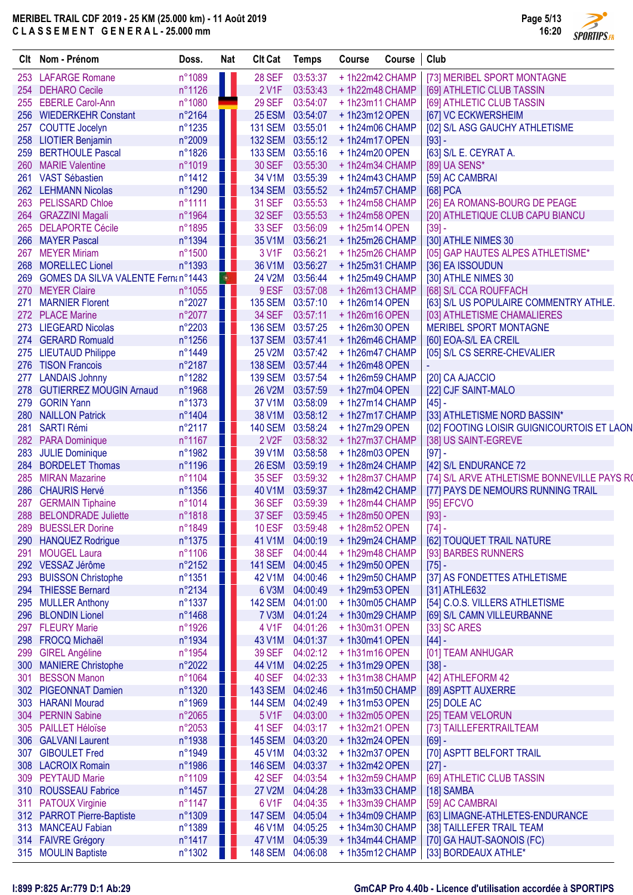# MERIBEL TRAIL CDF 2019 - 25 KM (25.000 km) - 11 Août 2019

## CLASSEMENT GENERAL - 25.000 mm

| Clt | Nom - Prénom | Doss. | Nat | Clt Cat | Temps | Course | Course | Club |
|---|---|---|---|---|---|---|---|---|
| 253 | LAFARGE Romane | n°1089 | | 28 SEF | 03:53:37 | + 1h22m42 | CHAMP | [73] MERIBEL SPORT MONTAGNE |
| 254 | DEHARO Cecile | n°1126 | | 2 V1F | 03:53:43 | + 1h22m48 | CHAMP | [69] ATHLETIC CLUB TASSIN |
| 255 | EBERLE Carol-Ann | n°1080 | | 29 SEF | 03:54:07 | + 1h23m11 | CHAMP | [69] ATHLETIC CLUB TASSIN |
| 256 | WIEDERKEHR Constant | n°2164 | | 25 ESM | 03:54:07 | + 1h23m12 | OPEN | [67] VC ECKWERSHEIM |
| 257 | COUTTE Jocelyn | n°1235 | | 131 SEM | 03:55:01 | + 1h24m06 | CHAMP | [02] S/L ASG GAUCHY ATHLETISME |
| 258 | LIOTIER Benjamin | n°2009 | | 132 SEM | 03:55:12 | + 1h24m17 | OPEN | [93] - |
| 259 | BERTHOULE Pascal | n°1826 | | 133 SEM | 03:55:16 | + 1h24m20 | OPEN | [63] S/L E. CEYRAT A. |
| 260 | MARIE Valentine | n°1019 | | 30 SEF | 03:55:30 | + 1h24m34 | CHAMP | [89] UA SENS* |
| 261 | VAST Sébastien | n°1412 | | 34 V1M | 03:55:39 | + 1h24m43 | CHAMP | [59] AC CAMBRAI |
| 262 | LEHMANN Nicolas | n°1290 | | 134 SEM | 03:55:52 | + 1h24m57 | CHAMP | [68] PCA |
| 263 | PELISSARD Chloe | n°1111 | | 31 SEF | 03:55:53 | + 1h24m58 | CHAMP | [26] EA ROMANS-BOURG DE PEAGE |
| 264 | GRAZZINI Magali | n°1964 | | 32 SEF | 03:55:53 | + 1h24m58 | OPEN | [20] ATHLETIQUE CLUB CAPU BIANCU |
| 265 | DELAPORTE Cécile | n°1895 | | 33 SEF | 03:56:09 | + 1h25m14 | OPEN | [39] - |
| 266 | MAYER Pascal | n°1394 | | 35 V1M | 03:56:21 | + 1h25m26 | CHAMP | [30] ATHLE NIMES 30 |
| 267 | MEYER Miriam | n°1500 | | 3 V1F | 03:56:21 | + 1h25m26 | CHAMP | [05] GAP HAUTES ALPES ATHLETISME* |
| 268 | MORELLEC Lionel | n°1393 | | 36 V1M | 03:56:27 | + 1h25m31 | CHAMP | [36] EA ISSOUDUN |
| 269 | GOMES DA SILVA VALENTE Ferna | n°1443 | | 24 V2M | 03:56:44 | + 1h25m49 | CHAMP | [30] ATHLE NIMES 30 |
| 270 | MEYER Claire | n°1055 | | 9 ESF | 03:57:08 | + 1h26m13 | CHAMP | [68] S/L CCA ROUFFACH |
| 271 | MARNIER Florent | n°2027 | | 135 SEM | 03:57:10 | + 1h26m14 | OPEN | [63] S/L US POPULAIRE COMMENTRY ATHLE. |
| 272 | PLACE Marine | n°2077 | | 34 SEF | 03:57:11 | + 1h26m16 | OPEN | [03] ATHLETISME CHAMALIERES |
| 273 | LIEGEARD Nicolas | n°2203 | | 136 SEM | 03:57:25 | + 1h26m30 | OPEN | MERIBEL SPORT MONTAGNE |
| 274 | GERARD Romuald | n°1256 | | 137 SEM | 03:57:41 | + 1h26m46 | CHAMP | [60] EOA-S/L EA CREIL |
| 275 | LIEUTAUD Philippe | n°1449 | | 25 V2M | 03:57:42 | + 1h26m47 | CHAMP | [05] S/L CS SERRE-CHEVALIER |
| 276 | TISON Francois | n°2187 | | 138 SEM | 03:57:44 | + 1h26m48 | OPEN | - |
| 277 | LANDAIS Johnny | n°1282 | | 139 SEM | 03:57:54 | + 1h26m59 | CHAMP | [20] CA AJACCIO |
| 278 | GUTIERREZ MOUGIN Arnaud | n°1968 | | 26 V2M | 03:57:59 | + 1h27m04 | OPEN | [22] CJF SAINT-MALO |
| 279 | GORIN Yann | n°1373 | | 37 V1M | 03:58:09 | + 1h27m14 | CHAMP | [45] - |
| 280 | NAILLON Patrick | n°1404 | | 38 V1M | 03:58:12 | + 1h27m17 | CHAMP | [33] ATHLETISME NORD BASSIN* |
| 281 | SARTI Rémi | n°2117 | | 140 SEM | 03:58:24 | + 1h27m29 | OPEN | [02] FOOTING LOISIR GUIGNICOURTOIS ET LAON |
| 282 | PARA Dominique | n°1167 | | 2 V2F | 03:58:32 | + 1h27m37 | CHAMP | [38] US SAINT-EGREVE |
| 283 | JULIE Dominique | n°1982 | | 39 V1M | 03:58:58 | + 1h28m03 | OPEN | [97] - |
| 284 | BORDELET Thomas | n°1196 | | 26 ESM | 03:59:19 | + 1h28m24 | CHAMP | [42] S/L ENDURANCE 72 |
| 285 | MIRAN Mazarine | n°1104 | | 35 SEF | 03:59:32 | + 1h28m37 | CHAMP | [74] S/L ARVE ATHLETISME BONNEVILLE PAYS RO |
| 286 | CHAURIS Hervé | n°1356 | | 40 V1M | 03:59:37 | + 1h28m42 | CHAMP | [77] PAYS DE NEMOURS RUNNING TRAIL |
| 287 | GERMAIN Tiphaine | n°1014 | | 36 SEF | 03:59:39 | + 1h28m44 | CHAMP | [95] EFCVO |
| 288 | BELONDRADE Juliette | n°1818 | | 37 SEF | 03:59:45 | + 1h28m50 | OPEN | [93] - |
| 289 | BUESSLER Dorine | n°1849 | | 10 ESF | 03:59:48 | + 1h28m52 | OPEN | [74] - |
| 290 | HANQUEZ Rodrigue | n°1375 | | 41 V1M | 04:00:19 | + 1h29m24 | CHAMP | [62] TOUQUET TRAIL NATURE |
| 291 | MOUGEL Laura | n°1106 | | 38 SEF | 04:00:44 | + 1h29m48 | CHAMP | [93] BARBES RUNNERS |
| 292 | VESSAZ Jérôme | n°2152 | | 141 SEM | 04:00:45 | + 1h29m50 | OPEN | [75] - |
| 293 | BUISSON Christophe | n°1351 | | 42 V1M | 04:00:46 | + 1h29m50 | CHAMP | [37] AS FONDETTES ATHLETISME |
| 294 | THIESSE Bernard | n°2134 | | 6 V3M | 04:00:49 | + 1h29m53 | OPEN | [31] ATHLE632 |
| 295 | MULLER Anthony | n°1337 | | 142 SEM | 04:01:00 | + 1h30m05 | CHAMP | [54] C.O.S. VILLERS ATHLETISME |
| 296 | BLONDIN Lionel | n°1468 | | 7 V3M | 04:01:24 | + 1h30m29 | CHAMP | [69] S/L CAMN VILLEURBANNE |
| 297 | FLEURY Marie | n°1926 | | 4 V1F | 04:01:26 | + 1h30m31 | OPEN | [33] SC ARES |
| 298 | FROCQ Michaël | n°1934 | | 43 V1M | 04:01:37 | + 1h30m41 | OPEN | [44] - |
| 299 | GIREL Angéline | n°1954 | | 39 SEF | 04:02:12 | + 1h31m16 | OPEN | [01] TEAM ANHUGAR |
| 300 | MANIERE Christophe | n°2022 | | 44 V1M | 04:02:25 | + 1h31m29 | OPEN | [38] - |
| 301 | BESSON Manon | n°1064 | | 40 SEF | 04:02:33 | + 1h31m38 | CHAMP | [42] ATHLEFORM 42 |
| 302 | PIGEONNAT Damien | n°1320 | | 143 SEM | 04:02:46 | + 1h31m50 | CHAMP | [89] ASPTT AUXERRE |
| 303 | HARANI Mourad | n°1969 | | 144 SEM | 04:02:49 | + 1h31m53 | OPEN | [25] DOLE AC |
| 304 | PERNIN Sabine | n°2065 | | 5 V1F | 04:03:00 | + 1h32m05 | OPEN | [25] TEAM VELORUN |
| 305 | PAILLET Héloïse | n°2053 | | 41 SEF | 04:03:17 | + 1h32m21 | OPEN | [73] TAILLEFERTRAILTEAM |
| 306 | GALVANI Laurent | n°1938 | | 145 SEM | 04:03:20 | + 1h32m24 | OPEN | [69] - |
| 307 | GIBOULET Fred | n°1949 | | 45 V1M | 04:03:32 | + 1h32m37 | OPEN | [70] ASPTT BELFORT TRAIL |
| 308 | LACROIX Romain | n°1986 | | 146 SEM | 04:03:37 | + 1h32m42 | OPEN | [27] - |
| 309 | PEYTAUD Marie | n°1109 | | 42 SEF | 04:03:54 | + 1h32m59 | CHAMP | [69] ATHLETIC CLUB TASSIN |
| 310 | ROUSSEAU Fabrice | n°1457 | | 27 V2M | 04:04:28 | + 1h33m33 | CHAMP | [18] SAMBA |
| 311 | PATOUX Virginie | n°1147 | | 6 V1F | 04:04:35 | + 1h33m39 | CHAMP | [59] AC CAMBRAI |
| 312 | PARROT Pierre-Baptiste | n°1309 | | 147 SEM | 04:05:04 | + 1h34m09 | CHAMP | [63] LIMAGNE-ATHLETES-ENDURANCE |
| 313 | MANCEAU Fabian | n°1389 | | 46 V1M | 04:05:25 | + 1h34m30 | CHAMP | [38] TAILLEFER TRAIL TEAM |
| 314 | FAIVRE Grégory | n°1417 | | 47 V1M | 04:05:39 | + 1h34m44 | CHAMP | [70] GA HAUT-SAONOIS (FC) |
| 315 | MOULIN Baptiste | n°1302 | | 148 SEM | 04:06:08 | + 1h35m12 | CHAMP | [33] BORDEAUX ATHLE* |

I:899 P:825 Ar:779 D:1 Ab:29

GmCAP Pro 4.40b - Licence d'utilisation accordée à SPORTIPS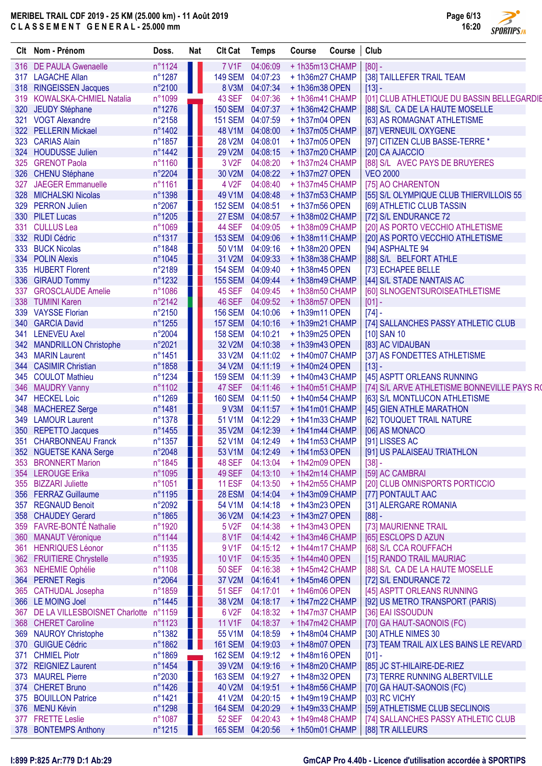# MERIBEL TRAIL CDF 2019 - 25 KM (25.000 km) - 11 Août 2019

**C L A S S E M E N T   G E N E R A L - 25.000 mm**

| Clt | Nom - Prénom | Doss. | Nat | Clt Cat | Temps | Course | Course | Club |
|---|---|---|---|---|---|---|---|---|
| 316 | DE PAULA Gwenaelle | n°1124 | | 7 V1F | 04:06:09 | + 1h35m13 | CHAMP | [80] - |
| 317 | LAGACHE Allan | n°1287 | | 149 SEM | 04:07:23 | + 1h36m27 | CHAMP | [38] TAILLEFER TRAIL TEAM |
| 318 | RINGEISSEN Jacques | n°2100 | | 8 V3M | 04:07:34 | + 1h36m38 | OPEN | [13] - |
| 319 | KOWALSKA-CHMIEL Natalia | n°1099 | | 43 SEF | 04:07:36 | + 1h36m41 | CHAMP | [01] CLUB ATHLETIQUE DU BASSIN BELLEGARDIE |
| 320 | JEUDY Stéphane | n°1276 | | 150 SEM | 04:07:37 | + 1h36m42 | CHAMP | [88] S/L CA DE LA HAUTE MOSELLE |
| 321 | VOGT Alexandre | n°2158 | | 151 SEM | 04:07:59 | + 1h37m04 | OPEN | [63] AS ROMAGNAT ATHLETISME |
| 322 | PELLERIN Mickael | n°1402 | | 48 V1M | 04:08:00 | + 1h37m05 | CHAMP | [87] VERNEUIL OXYGENE |
| 323 | CARIAS Alain | n°1857 | | 28 V2M | 04:08:01 | + 1h37m05 | OPEN | [97] CITIZEN CLUB BASSE-TERRE * |
| 324 | HOUDUSSE Julien | n°1442 | | 29 V2M | 04:08:15 | + 1h37m20 | CHAMP | [20] CA AJACCIO |
| 325 | GRENOT Paola | n°1160 | | 3 V2F | 04:08:20 | + 1h37m24 | CHAMP | [88] S/L AVEC PAYS DE BRUYERES |
| 326 | CHENU Stéphane | n°2204 | | 30 V2M | 04:08:22 | + 1h37m27 | OPEN | VEO 2000 |
| 327 | JAEGER Emmanuelle | n°1161 | | 4 V2F | 04:08:40 | + 1h37m45 | CHAMP | [75] AO CHARENTON |
| 328 | MICHALSKI Nicolas | n°1398 | | 49 V1M | 04:08:48 | + 1h37m53 | CHAMP | [55] S/L OLYMPIQUE CLUB THIERVILLOIS 55 |
| 329 | PERRON Julien | n°2067 | | 152 SEM | 04:08:51 | + 1h37m56 | OPEN | [69] ATHLETIC CLUB TASSIN |
| 330 | PILET Lucas | n°1205 | | 27 ESM | 04:08:57 | + 1h38m02 | CHAMP | [72] S/L ENDURANCE 72 |
| 331 | CULLUS Lea | n°1069 | | 44 SEF | 04:09:05 | + 1h38m09 | CHAMP | [20] AS PORTO VECCHIO ATHLETISME |
| 332 | RUDI Cédric | n°1317 | | 153 SEM | 04:09:06 | + 1h38m11 | CHAMP | [20] AS PORTO VECCHIO ATHLETISME |
| 333 | BUCK Nicolas | n°1848 | | 50 V1M | 04:09:16 | + 1h38m20 | OPEN | [94] ASPHALTE 94 |
| 334 | POLIN Alexis | n°1045 | | 31 V2M | 04:09:33 | + 1h38m38 | CHAMP | [88] S/L BELFORT ATHLE |
| 335 | HUBERT Florent | n°2189 | | 154 SEM | 04:09:40 | + 1h38m45 | OPEN | [73] ECHAPEE BELLE |
| 336 | GIRAUD Tommy | n°1232 | | 155 SEM | 04:09:44 | + 1h38m49 | CHAMP | [44] S/L STADE NANTAIS AC |
| 337 | GROSCLAUDE Amelie | n°1086 | | 45 SEF | 04:09:45 | + 1h38m50 | CHAMP | [60] SLNOGENTSUROISEATHLETISME |
| 338 | TUMINI Karen | n°2142 | | 46 SEF | 04:09:52 | + 1h38m57 | OPEN | [01] - |
| 339 | VAYSSE Florian | n°2150 | | 156 SEM | 04:10:06 | + 1h39m11 | OPEN | [74] - |
| 340 | GARCIA David | n°1255 | | 157 SEM | 04:10:16 | + 1h39m21 | CHAMP | [74] SALLANCHES PASSY ATHLETIC CLUB |
| 341 | LENEVEU Axel | n°2004 | | 158 SEM | 04:10:21 | + 1h39m25 | OPEN | [10] SAN 10 |
| 342 | MANDRILLON Christophe | n°2021 | | 32 V2M | 04:10:38 | + 1h39m43 | OPEN | [83] AC VIDAUBAN |
| 343 | MARIN Laurent | n°1451 | | 33 V2M | 04:11:02 | + 1h40m07 | CHAMP | [37] AS FONDETTES ATHLETISME |
| 344 | CASIMIR Christian | n°1858 | | 34 V2M | 04:11:19 | + 1h40m24 | OPEN | [13] - |
| 345 | COULOT Mathieu | n°1234 | | 159 SEM | 04:11:39 | + 1h40m43 | CHAMP | [45] ASPTT ORLEANS RUNNING |
| 346 | MAUDRY Vanny | n°1102 | | 47 SEF | 04:11:46 | + 1h40m51 | CHAMP | [74] S/L ARVE ATHLETISME BONNEVILLE PAYS RO |
| 347 | HECKEL Loic | n°1269 | | 160 SEM | 04:11:50 | + 1h40m54 | CHAMP | [63] S/L MONTLUCON ATHLETISME |
| 348 | MACHEREZ Serge | n°1481 | | 9 V3M | 04:11:57 | + 1h41m01 | CHAMP | [45] GIEN ATHLE MARATHON |
| 349 | LAMOUR Laurent | n°1378 | | 51 V1M | 04:12:29 | + 1h41m33 | CHAMP | [62] TOUQUET TRAIL NATURE |
| 350 | REPETTO Jacques | n°1455 | | 35 V2M | 04:12:39 | + 1h41m44 | CHAMP | [06] AS MONACO |
| 351 | CHARBONNEAU Franck | n°1357 | | 52 V1M | 04:12:49 | + 1h41m53 | CHAMP | [91] LISSES AC |
| 352 | NGUETSE KANA Serge | n°2048 | | 53 V1M | 04:12:49 | + 1h41m53 | OPEN | [91] US PALAISEAU TRIATHLON |
| 353 | BRONNERT Marion | n°1845 | | 48 SEF | 04:13:04 | + 1h42m09 | OPEN | [38] - |
| 354 | LEROUGE Erika | n°1095 | | 49 SEF | 04:13:10 | + 1h42m14 | CHAMP | [59] AC CAMBRAI |
| 355 | BIZZARI Juliette | n°1051 | | 11 ESF | 04:13:50 | + 1h42m55 | CHAMP | [20] CLUB OMNISPORTS PORTICCIO |
| 356 | FERRAZ Guillaume | n°1195 | | 28 ESM | 04:14:04 | + 1h43m09 | CHAMP | [77] PONTAULT AAC |
| 357 | REGNAUD Benoit | n°2092 | | 54 V1M | 04:14:18 | + 1h43m23 | OPEN | [31] ALERGARE ROMANIA |
| 358 | CHAUDEY Gerard | n°1865 | | 36 V2M | 04:14:23 | + 1h43m27 | OPEN | [88] - |
| 359 | FAVRE-BONTÉ Nathalie | n°1920 | | 5 V2F | 04:14:38 | + 1h43m43 | OPEN | [73] MAURIENNE TRAIL |
| 360 | MANAUT Véronique | n°1144 | | 8 V1F | 04:14:42 | + 1h43m46 | CHAMP | [65] ESCLOPS D AZUN |
| 361 | HENRIQUES Léonor | n°1135 | | 9 V1F | 04:15:12 | + 1h44m17 | CHAMP | [68] S/L CCA ROUFFACH |
| 362 | FRUITIERE Chrystelle | n°1935 | | 10 V1F | 04:15:35 | + 1h44m40 | OPEN | [15] RANDO TRAIL MAURIAC |
| 363 | NEHEMIE Ophélie | n°1108 | | 50 SEF | 04:16:38 | + 1h45m42 | CHAMP | [88] S/L CA DE LA HAUTE MOSELLE |
| 364 | PERNET Regis | n°2064 | | 37 V2M | 04:16:41 | + 1h45m46 | OPEN | [72] S/L ENDURANCE 72 |
| 365 | CATHUDAL Josepha | n°1859 | | 51 SEF | 04:17:01 | + 1h46m06 | OPEN | [45] ASPTT ORLEANS RUNNING |
| 366 | LE MOING Joel | n°1445 | | 38 V2M | 04:18:17 | + 1h47m22 | CHAMP | [92] US METRO TRANSPORT (PARIS) |
| 367 | DE LA VILLESBOISNET Charlotte | n°1159 | | 6 V2F | 04:18:32 | + 1h47m37 | CHAMP | [36] EAI ISSOUDUN |
| 368 | CHERET Caroline | n°1123 | | 11 V1F | 04:18:37 | + 1h47m42 | CHAMP | [70] GA HAUT-SAONOIS (FC) |
| 369 | NAUROY Christophe | n°1382 | | 55 V1M | 04:18:59 | + 1h48m04 | CHAMP | [30] ATHLE NIMES 30 |
| 370 | GUIGUE Cédric | n°1862 | | 161 SEM | 04:19:03 | + 1h48m07 | OPEN | [73] TEAM TRAIL AIX LES BAINS LE REVARD |
| 371 | CHMIEL Piotr | n°1869 | | 162 SEM | 04:19:12 | + 1h48m16 | OPEN | [01] - |
| 372 | REIGNIEZ Laurent | n°1454 | | 39 V2M | 04:19:16 | + 1h48m20 | CHAMP | [85] JC ST-HILAIRE-DE-RIEZ |
| 373 | MAUREL Pierre | n°2030 | | 163 SEM | 04:19:27 | + 1h48m32 | OPEN | [73] TERRE RUNNING ALBERTVILLE |
| 374 | CHERET Bruno | n°1426 | | 40 V2M | 04:19:51 | + 1h48m56 | CHAMP | [70] GA HAUT-SAONOIS (FC) |
| 375 | BOUILLON Patrice | n°1421 | | 41 V2M | 04:20:15 | + 1h49m19 | CHAMP | [03] RC VICHY |
| 376 | MENU Kévin | n°1298 | | 164 SEM | 04:20:29 | + 1h49m33 | CHAMP | [59] ATHLETISME CLUB SECLINOIS |
| 377 | FRETTE Leslie | n°1087 | | 52 SEF | 04:20:43 | + 1h49m48 | CHAMP | [74] SALLANCHES PASSY ATHLETIC CLUB |
| 378 | BONTEMPS Anthony | n°1215 | | 165 SEM | 04:20:56 | + 1h50m01 | CHAMP | [88] TR AILLEURS |

I:899 P:825 Ar:779 D:1 Ab:29

GmCAP Pro 4.40b - Licence d'utilisation accordée à SPORTIPS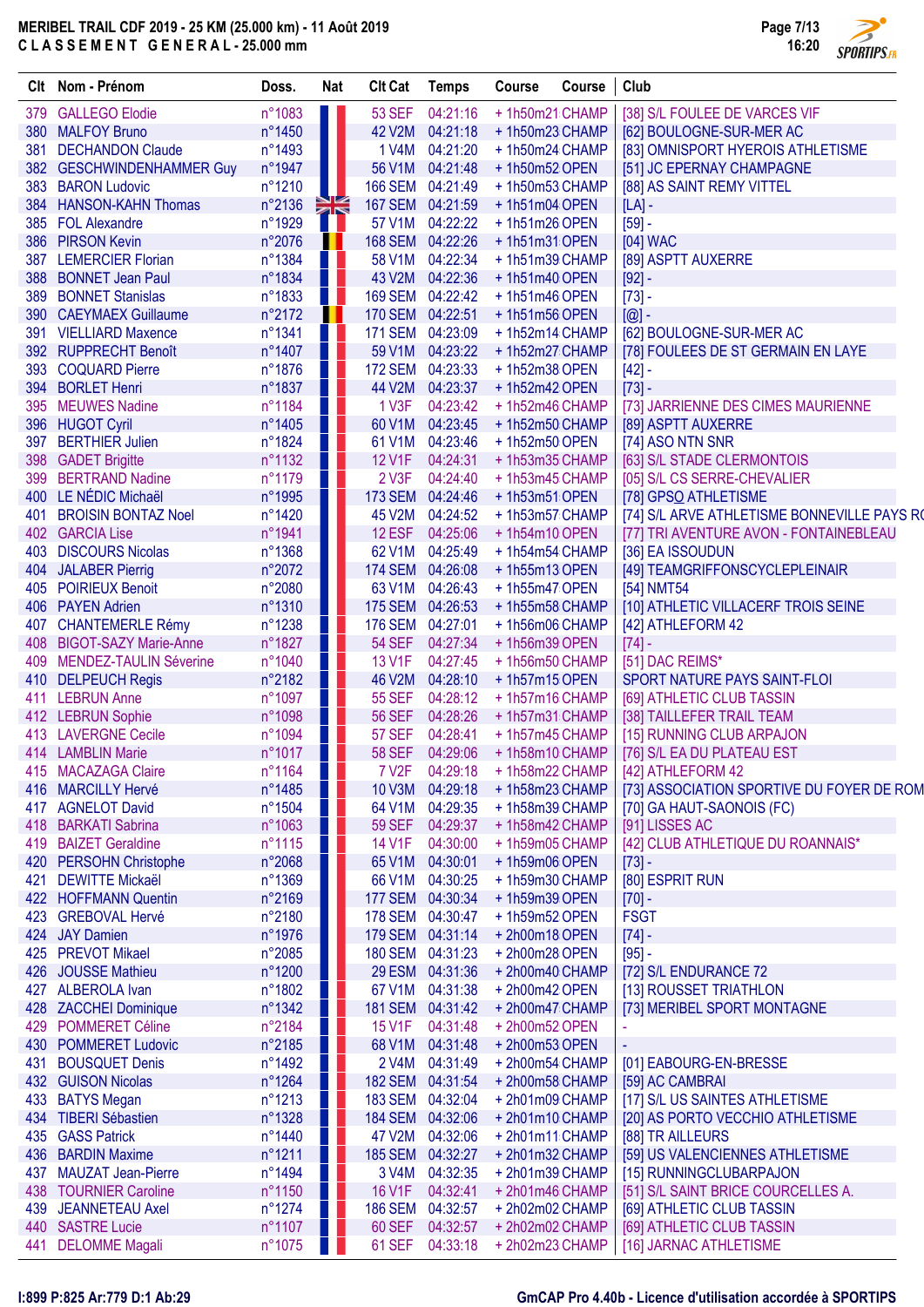# MERIBEL TRAIL CDF 2019 - 25 KM (25.000 km) - 11 Août 2019

## C L A S S E M E N T   G E N E R A L - 25.000 mm

| Clt | Nom - Prénom | Doss. | Nat | Clt Cat | Temps | Course | Course | Club |
|---|---|---|---|---|---|---|---|---|
| 379 | GALLEGO Elodie | n°1083 | | 53 SEF | 04:21:16 | + 1h50m21 | CHAMP | [38] S/L FOULEE DE VARCES VIF |
| 380 | MALFOY Bruno | n°1450 | | 42 V2M | 04:21:18 | + 1h50m23 | CHAMP | [62] BOULOGNE-SUR-MER AC |
| 381 | DECHANDON Claude | n°1493 | | 1 V4M | 04:21:20 | + 1h50m24 | CHAMP | [83] OMNISPORT HYEROIS ATHLETISME |
| 382 | GESCHWINDENHAMMER Guy | n°1947 | | 56 V1M | 04:21:48 | + 1h50m52 | OPEN | [51] JC EPERNAY CHAMPAGNE |
| 383 | BARON Ludovic | n°1210 | | 166 SEM | 04:21:49 | + 1h50m53 | CHAMP | [88] AS SAINT REMY VITTEL |
| 384 | HANSON-KAHN Thomas | n°2136 | | 167 SEM | 04:21:59 | + 1h51m04 | OPEN | [LA] - |
| 385 | FOL Alexandre | n°1929 | | 57 V1M | 04:22:22 | + 1h51m26 | OPEN | [59] - |
| 386 | PIRSON Kevin | n°2076 | | 168 SEM | 04:22:26 | + 1h51m31 | OPEN | [04] WAC |
| 387 | LEMERCIER Florian | n°1384 | | 58 V1M | 04:22:34 | + 1h51m39 | CHAMP | [89] ASPTT AUXERRE |
| 388 | BONNET Jean Paul | n°1834 | | 43 V2M | 04:22:36 | + 1h51m40 | OPEN | [92] - |
| 389 | BONNET Stanislas | n°1833 | | 169 SEM | 04:22:42 | + 1h51m46 | OPEN | [73] - |
| 390 | CAEYMAEX Guillaume | n°2172 | | 170 SEM | 04:22:51 | + 1h51m56 | OPEN | [@] - |
| 391 | VIELLIARD Maxence | n°1341 | | 171 SEM | 04:23:09 | + 1h52m14 | CHAMP | [62] BOULOGNE-SUR-MER AC |
| 392 | RUPPRECHT Benoît | n°1407 | | 59 V1M | 04:23:22 | + 1h52m27 | CHAMP | [78] FOULEES DE ST GERMAIN EN LAYE |
| 393 | COQUARD Pierre | n°1876 | | 172 SEM | 04:23:33 | + 1h52m38 | OPEN | [42] - |
| 394 | BORLET Henri | n°1837 | | 44 V2M | 04:23:37 | + 1h52m42 | OPEN | [73] - |
| 395 | MEUWES Nadine | n°1184 | | 1 V3F | 04:23:42 | + 1h52m46 | CHAMP | [73] JARRIENNE DES CIMES MAURIENNE |
| 396 | HUGOT Cyril | n°1405 | | 60 V1M | 04:23:45 | + 1h52m50 | CHAMP | [89] ASPTT AUXERRE |
| 397 | BERTHIER Julien | n°1824 | | 61 V1M | 04:23:46 | + 1h52m50 | OPEN | [74] ASO NTN SNR |
| 398 | GADET Brigitte | n°1132 | | 12 V1F | 04:24:31 | + 1h53m35 | CHAMP | [63] S/L STADE CLERMONTOIS |
| 399 | BERTRAND Nadine | n°1179 | | 2 V3F | 04:24:40 | + 1h53m45 | CHAMP | [05] S/L CS SERRE-CHEVALIER |
| 400 | LE NÉDIC Michaël | n°1995 | | 173 SEM | 04:24:46 | + 1h53m51 | OPEN | [78] GPSO ATHLETISME |
| 401 | BROISIN BONTAZ Noel | n°1420 | | 45 V2M | 04:24:52 | + 1h53m57 | CHAMP | [74] S/L ARVE ATHLETISME BONNEVILLE PAYS RO |
| 402 | GARCIA Lise | n°1941 | | 12 ESF | 04:25:06 | + 1h54m10 | OPEN | [77] TRI AVENTURE AVON - FONTAINEBLEAU |
| 403 | DISCOURS Nicolas | n°1368 | | 62 V1M | 04:25:49 | + 1h54m54 | CHAMP | [36] EA ISSOUDUN |
| 404 | JALABER Pierrig | n°2072 | | 174 SEM | 04:26:08 | + 1h55m13 | OPEN | [49] TEAMGRIFFONSCYCLEPLEINAIR |
| 405 | POIRIEUX Benoit | n°2080 | | 63 V1M | 04:26:43 | + 1h55m47 | OPEN | [54] NMT54 |
| 406 | PAYEN Adrien | n°1310 | | 175 SEM | 04:26:53 | + 1h55m58 | CHAMP | [10] ATHLETIC VILLACERF TROIS SEINE |
| 407 | CHANTEMERLE Rémy | n°1238 | | 176 SEM | 04:27:01 | + 1h56m06 | CHAMP | [42] ATHLEFORM 42 |
| 408 | BIGOT-SAZY Marie-Anne | n°1827 | | 54 SEF | 04:27:34 | + 1h56m39 | OPEN | [74] - |
| 409 | MENDEZ-TAULIN Séverine | n°1040 | | 13 V1F | 04:27:45 | + 1h56m50 | CHAMP | [51] DAC REIMS* |
| 410 | DELPEUCH Regis | n°2182 | | 46 V2M | 04:28:10 | + 1h57m15 | OPEN | SPORT NATURE PAYS SAINT-FLOI |
| 411 | LEBRUN Anne | n°1097 | | 55 SEF | 04:28:12 | + 1h57m16 | CHAMP | [69] ATHLETIC CLUB TASSIN |
| 412 | LEBRUN Sophie | n°1098 | | 56 SEF | 04:28:26 | + 1h57m31 | CHAMP | [38] TAILLEFER TRAIL TEAM |
| 413 | LAVERGNE Cecile | n°1094 | | 57 SEF | 04:28:41 | + 1h57m45 | CHAMP | [15] RUNNING CLUB ARPAJON |
| 414 | LAMBLIN Marie | n°1017 | | 58 SEF | 04:29:06 | + 1h58m10 | CHAMP | [76] S/L EA DU PLATEAU EST |
| 415 | MACAZAGA Claire | n°1164 | | 7 V2F | 04:29:18 | + 1h58m22 | CHAMP | [42] ATHLEFORM 42 |
| 416 | MARCILLY Hervé | n°1485 | | 10 V3M | 04:29:18 | + 1h58m23 | CHAMP | [73] ASSOCIATION SPORTIVE DU FOYER DE ROM |
| 417 | AGNELOT David | n°1504 | | 64 V1M | 04:29:35 | + 1h58m39 | CHAMP | [70] GA HAUT-SAONOIS (FC) |
| 418 | BARKATI Sabrina | n°1063 | | 59 SEF | 04:29:37 | + 1h58m42 | CHAMP | [91] LISSES AC |
| 419 | BAIZET Geraldine | n°1115 | | 14 V1F | 04:30:00 | + 1h59m05 | CHAMP | [42] CLUB ATHLETIQUE DU ROANNAIS* |
| 420 | PERSHON Christophe | n°2068 | | 65 V1M | 04:30:01 | + 1h59m06 | OPEN | [73] - |
| 421 | DEWITTE Mickaël | n°1369 | | 66 V1M | 04:30:25 | + 1h59m30 | CHAMP | [80] ESPRIT RUN |
| 422 | HOFFMANN Quentin | n°2169 | | 177 SEM | 04:30:34 | + 1h59m39 | OPEN | [70] - |
| 423 | GREBOVAL Hervé | n°2180 | | 178 SEM | 04:30:47 | + 1h59m52 | OPEN | FSGT |
| 424 | JAY Damien | n°1976 | | 179 SEM | 04:31:14 | + 2h00m18 | OPEN | [74] - |
| 425 | PREVOT Mikael | n°2085 | | 180 SEM | 04:31:23 | + 2h00m28 | OPEN | [95] - |
| 426 | JOUSSE Mathieu | n°1200 | | 29 ESM | 04:31:36 | + 2h00m40 | CHAMP | [72] S/L ENDURANCE 72 |
| 427 | ALBEROLA Ivan | n°1802 | | 67 V1M | 04:31:38 | + 2h00m42 | OPEN | [13] ROUSSET TRIATHLON |
| 428 | ZACCHEI Dominique | n°1342 | | 181 SEM | 04:31:42 | + 2h00m47 | CHAMP | [73] MERIBEL SPORT MONTAGNE |
| 429 | POMMERET Céline | n°2184 | | 15 V1F | 04:31:48 | + 2h00m52 | OPEN | - |
| 430 | POMMERET Ludovic | n°2185 | | 68 V1M | 04:31:48 | + 2h00m53 | OPEN | - |
| 431 | BOUSQUET Denis | n°1492 | | 2 V4M | 04:31:49 | + 2h00m54 | CHAMP | [01] EABOURG-EN-BRESSE |
| 432 | GUISON Nicolas | n°1264 | | 182 SEM | 04:31:54 | + 2h00m58 | CHAMP | [59] AC CAMBRAI |
| 433 | BATYS Megan | n°1213 | | 183 SEM | 04:32:04 | + 2h01m09 | CHAMP | [17] S/L US SAINTES ATHLETISME |
| 434 | TIBERI Sébastien | n°1328 | | 184 SEM | 04:32:06 | + 2h01m10 | CHAMP | [20] AS PORTO VECCHIO ATHLETISME |
| 435 | GASS Patrick | n°1440 | | 47 V2M | 04:32:06 | + 2h01m11 | CHAMP | [88] TR AILLEURS |
| 436 | BARDIN Maxime | n°1211 | | 185 SEM | 04:32:27 | + 2h01m32 | CHAMP | [59] US VALENCIENNES ATHLETISME |
| 437 | MAUZAT Jean-Pierre | n°1494 | | 3 V4M | 04:32:35 | + 2h01m39 | CHAMP | [15] RUNNINGCLUBARPAJON |
| 438 | TOURNIER Caroline | n°1150 | | 16 V1F | 04:32:41 | + 2h01m46 | CHAMP | [51] S/L SAINT BRICE COURCELLES A. |
| 439 | JEANNETEAU Axel | n°1274 | | 186 SEM | 04:32:57 | + 2h02m02 | CHAMP | [69] ATHLETIC CLUB TASSIN |
| 440 | SASTRE Lucie | n°1107 | | 60 SEF | 04:32:57 | + 2h02m02 | CHAMP | [69] ATHLETIC CLUB TASSIN |
| 441 | DELOMME Magali | n°1075 | | 61 SEF | 04:33:18 | + 2h02m23 | CHAMP | [16] JARNAC ATHLETISME |

I:899 P:825 Ar:779 D:1 Ab:29

GmCAP Pro 4.40b - Licence d'utilisation accordée à SPORTIPS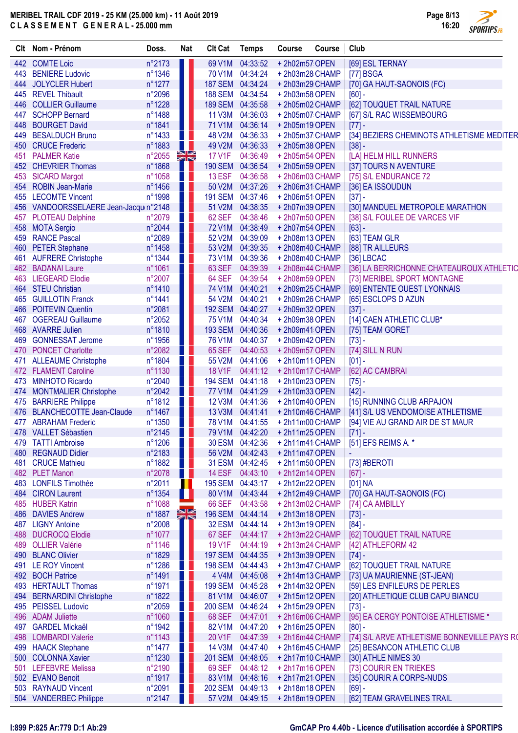# MERIBEL TRAIL CDF 2019 - 25 KM (25.000 km) - 11 Août 2019

## CLASSEMENT GENERAL - 25.000 mm

| Clt | Nom - Prénom | Doss. | Nat | Clt Cat | Temps | Course | Course | Club |
|---|---|---|---|---|---|---|---|---|
| 442 | COMTE Loic | n°2173 | | 69 V1M | 04:33:52 | + 2h02m57 | OPEN | [69] ESL TERNAY |
| 443 | BENIERE Ludovic | n°1346 | | 70 V1M | 04:34:24 | + 2h03m28 | CHAMP | [77] BSGA |
| 444 | JOLYCLER Hubert | n°1277 | | 187 SEM | 04:34:24 | + 2h03m29 | CHAMP | [70] GA HAUT-SAONOIS (FC) |
| 445 | REVEL Thibault | n°2096 | | 188 SEM | 04:34:54 | + 2h03m58 | OPEN | [60] - |
| 446 | COLLIER Guillaume | n°1228 | | 189 SEM | 04:35:58 | + 2h05m02 | CHAMP | [62] TOUQUET TRAIL NATURE |
| 447 | SCHOPP Bernard | n°1488 | | 11 V3M | 04:36:03 | + 2h05m07 | CHAMP | [67] S/L RAC WISSEMBOURG |
| 448 | BOURGET David | n°1841 | | 71 V1M | 04:36:14 | + 2h05m19 | OPEN | [77] - |
| 449 | BESALDUCH Bruno | n°1433 | | 48 V2M | 04:36:33 | + 2h05m37 | CHAMP | [34] BEZIERS CHEMINOTS ATHLETISME MEDITER |
| 450 | CRUCE Frederic | n°1883 | | 49 V2M | 04:36:33 | + 2h05m38 | OPEN | [38] - |
| 451 | PALMER Katie | n°2055 | | 17 V1F | 04:36:49 | + 2h05m54 | OPEN | [LA] HELM HILL RUNNERS |
| 452 | CHEVRIER Thomas | n°1868 | | 190 SEM | 04:36:54 | + 2h05m59 | OPEN | [37] TOURS N AVENTURE |
| 453 | SICARD Margot | n°1058 | | 13 ESF | 04:36:58 | + 2h06m03 | CHAMP | [75] S/L ENDURANCE 72 |
| 454 | ROBIN Jean-Marie | n°1456 | | 50 V2M | 04:37:26 | + 2h06m31 | CHAMP | [36] EA ISSOUDUN |
| 455 | LECOMTE Vincent | n°1998 | | 191 SEM | 04:37:46 | + 2h06m51 | OPEN | [37] - |
| 456 | VANDOORSSELAERE Jean-Jacqu | n°2148 | | 51 V2M | 04:38:35 | + 2h07m39 | OPEN | [30] MANDUEL METROPOLE MARATHON |
| 457 | PLOTEAU Delphine | n°2079 | | 62 SEF | 04:38:46 | + 2h07m50 | OPEN | [38] S/L FOULEE DE VARCES VIF |
| 458 | MOTA Sergio | n°2044 | | 72 V1M | 04:38:49 | + 2h07m54 | OPEN | [63] - |
| 459 | RANCE Pascal | n°2089 | | 52 V2M | 04:39:09 | + 2h08m13 | OPEN | [63] TEAM GLR |
| 460 | PETER Stephane | n°1458 | | 53 V2M | 04:39:35 | + 2h08m40 | CHAMP | [88] TR AILLEURS |
| 461 | AUFRERE Christophe | n°1344 | | 73 V1M | 04:39:36 | + 2h08m40 | CHAMP | [36] LBCAC |
| 462 | BADANAI Laure | n°1061 | | 63 SEF | 04:39:39 | + 2h08m44 | CHAMP | [36] LA BERRICHONNE CHATEAUROUX ATHLETIC |
| 463 | LIEGEARD Elodie | n°2007 | | 64 SEF | 04:39:54 | + 2h08m59 | OPEN | [73] MERIBEL SPORT MONTAGNE |
| 464 | STEU Christian | n°1410 | | 74 V1M | 04:40:21 | + 2h09m25 | CHAMP | [69] ENTENTE OUEST LYONNAIS |
| 465 | GUILLOTIN Franck | n°1441 | | 54 V2M | 04:40:21 | + 2h09m26 | CHAMP | [65] ESCLOPS D AZUN |
| 466 | POITEVIN Quentin | n°2081 | | 192 SEM | 04:40:27 | + 2h09m32 | OPEN | [37] - |
| 467 | OGEREAU Guillaume | n°2052 | | 75 V1M | 04:40:34 | + 2h09m38 | OPEN | [14] CAEN ATHLETIC CLUB* |
| 468 | AVARRE Julien | n°1810 | | 193 SEM | 04:40:36 | + 2h09m41 | OPEN | [75] TEAM GORET |
| 469 | GONNESSAT Jerome | n°1956 | | 76 V1M | 04:40:37 | + 2h09m42 | OPEN | [73] - |
| 470 | PONCET Charlotte | n°2082 | | 65 SEF | 04:40:53 | + 2h09m57 | OPEN | [74] SILL N RUN |
| 471 | ALLEAUME Christophe | n°1804 | | 55 V2M | 04:41:06 | + 2h10m11 | OPEN | [01] - |
| 472 | FLAMENT Caroline | n°1130 | | 18 V1F | 04:41:12 | + 2h10m17 | CHAMP | [62] AC CAMBRAI |
| 473 | MINHOTO Ricardo | n°2040 | | 194 SEM | 04:41:18 | + 2h10m23 | OPEN | [75] - |
| 474 | MONTMALIER Christophe | n°2042 | | 77 V1M | 04:41:29 | + 2h10m33 | OPEN | [42] - |
| 475 | BARRIERE Philippe | n°1812 | | 12 V3M | 04:41:36 | + 2h10m40 | OPEN | [15] RUNNING CLUB ARPAJON |
| 476 | BLANCHECOTTE Jean-Claude | n°1467 | | 13 V3M | 04:41:41 | + 2h10m46 | CHAMP | [41] S/L US VENDOMOISE ATHLETISME |
| 477 | ABRAHAM Frederic | n°1350 | | 78 V1M | 04:41:55 | + 2h11m00 | CHAMP | [94] VIE AU GRAND AIR DE ST MAUR |
| 478 | VALLET Sébastien | n°2145 | | 79 V1M | 04:42:20 | + 2h11m25 | OPEN | [71] - |
| 479 | TATTI Ambroise | n°1206 | | 30 ESM | 04:42:36 | + 2h11m41 | CHAMP | [51] EFS REIMS A. * |
| 480 | REGNAUD Didier | n°2183 | | 56 V2M | 04:42:43 | + 2h11m47 | OPEN | - |
| 481 | CRUCE Mathieu | n°1882 | | 31 ESM | 04:42:45 | + 2h11m50 | OPEN | [73] #BEROTI |
| 482 | PLET Manon | n°2078 | | 14 ESF | 04:43:10 | + 2h12m14 | OPEN | [67] - |
| 483 | LONFILS Timothée | n°2011 | | 195 SEM | 04:43:17 | + 2h12m22 | OPEN | [01] NA |
| 484 | CIRON Laurent | n°1354 | | 80 V1M | 04:43:44 | + 2h12m49 | CHAMP | [70] GA HAUT-SAONOIS (FC) |
| 485 | HUBER Katrin | n°1088 | | 66 SEF | 04:43:58 | + 2h13m02 | CHAMP | [74] CA AMBILLY |
| 486 | DAVIES Andrew | n°1887 | | 196 SEM | 04:44:14 | + 2h13m18 | OPEN | [73] - |
| 487 | LIGNY Antoine | n°2008 | | 32 ESM | 04:44:14 | + 2h13m19 | OPEN | [84] - |
| 488 | DUCROCQ Elodie | n°1077 | | 67 SEF | 04:44:17 | + 2h13m22 | CHAMP | [62] TOUQUET TRAIL NATURE |
| 489 | OLLIER Valérie | n°1146 | | 19 V1F | 04:44:19 | + 2h13m24 | CHAMP | [42] ATHLEFORM 42 |
| 490 | BLANC Olivier | n°1829 | | 197 SEM | 04:44:35 | + 2h13m39 | OPEN | [74] - |
| 491 | LE ROY Vincent | n°1286 | | 198 SEM | 04:44:43 | + 2h13m47 | CHAMP | [62] TOUQUET TRAIL NATURE |
| 492 | BOCH Patrice | n°1491 | | 4 V4M | 04:45:08 | + 2h14m13 | CHAMP | [73] UA MAURIENNE (ST-JEAN) |
| 493 | HERTAULT Thomas | n°1971 | | 199 SEM | 04:45:28 | + 2h14m32 | OPEN | [59] LES ENFILEURS DE PERLES |
| 494 | BERNARDINI Christophe | n°1822 | | 81 V1M | 04:46:07 | + 2h15m12 | OPEN | [20] ATHLETIQUE CLUB CAPU BIANCU |
| 495 | PEISSEL Ludovic | n°2059 | | 200 SEM | 04:46:24 | + 2h15m29 | OPEN | [73] - |
| 496 | ADAM Juliette | n°1060 | | 68 SEF | 04:47:01 | + 2h16m06 | CHAMP | [95] EA CERGY PONTOISE ATHLETISME * |
| 497 | GARDEL Mickaël | n°1942 | | 82 V1M | 04:47:20 | + 2h16m25 | OPEN | [80] - |
| 498 | LOMBARDI Valerie | n°1143 | | 20 V1F | 04:47:39 | + 2h16m44 | CHAMP | [74] S/L ARVE ATHLETISME BONNEVILLE PAYS RO |
| 499 | HAACK Stephane | n°1477 | | 14 V3M | 04:47:40 | + 2h16m45 | CHAMP | [25] BESANCON ATHLETIC CLUB |
| 500 | COLONNA Xavier | n°1230 | | 201 SEM | 04:48:05 | + 2h17m10 | CHAMP | [30] ATHLE NIMES 30 |
| 501 | LEFEBVRE Melissa | n°2190 | | 69 SEF | 04:48:12 | + 2h17m16 | OPEN | [73] COURIR EN TRIEKES |
| 502 | EVANO Benoit | n°1917 | | 83 V1M | 04:48:16 | + 2h17m21 | OPEN | [35] COURIR A CORPS-NUDS |
| 503 | RAYNAUD Vincent | n°2091 | | 202 SEM | 04:49:13 | + 2h18m18 | OPEN | [69] - |
| 504 | VANDERBEC Philippe | n°2147 | | 57 V2M | 04:49:15 | + 2h18m19 | OPEN | [62] TEAM GRAVELINES TRAIL |

I:899 P:825 Ar:779 D:1 Ab:29

GmCAP Pro 4.40b - Licence d'utilisation accordée à SPORTIPS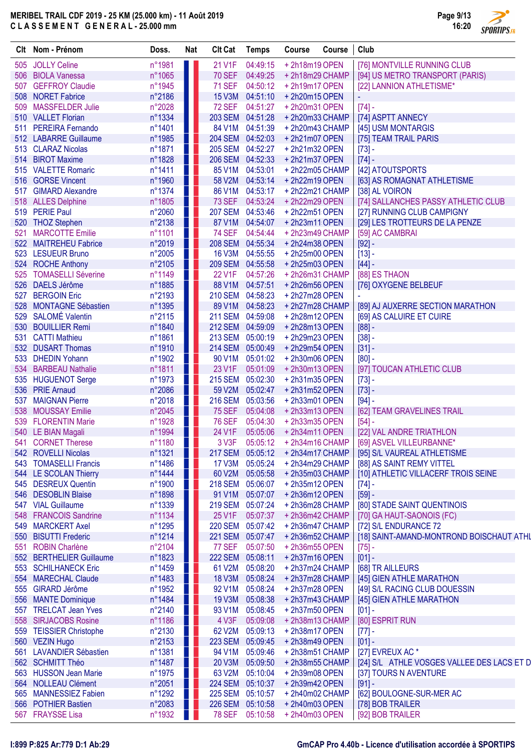# MERIBEL TRAIL CDF 2019 - 25 KM (25.000 km) - 11 Août 2019

**CLASSEMENT GENERAL - 25.000 mm**

| Clt | Nom - Prénom | Doss. | Nat | Clt Cat | Temps | Course | Course | Club |
|---|---|---|---|---|---|---|---|---|
| 505 | JOLLY Celine | n°1981 | | 21 V1F | 04:49:15 | + 2h18m19 | OPEN | [76] MONTVILLE RUNNING CLUB |
| 506 | BIOLA Vanessa | n°1065 | | 70 SEF | 04:49:25 | + 2h18m29 | CHAMP | [94] US METRO TRANSPORT (PARIS) |
| 507 | GEFFROY Claudie | n°1945 | | 71 SEF | 04:50:12 | + 2h19m17 | OPEN | [22] LANNION ATHLETISME* |
| 508 | NORET Fabrice | n°2186 | | 15 V3M | 04:51:10 | + 2h20m15 | OPEN | - |
| 509 | MASSFELDER Julie | n°2028 | | 72 SEF | 04:51:27 | + 2h20m31 | OPEN | [74] - |
| 510 | VALLET Florian | n°1334 | | 203 SEM | 04:51:28 | + 2h20m33 | CHAMP | [74] ASPTT ANNECY |
| 511 | PEREIRA Fernando | n°1401 | | 84 V1M | 04:51:39 | + 2h20m43 | CHAMP | [45] USM MONTARGIS |
| 512 | LABARRE Guillaume | n°1985 | | 204 SEM | 04:52:03 | + 2h21m07 | OPEN | [75] TEAM TRAIL PARIS |
| 513 | CLARAZ Nicolas | n°1871 | | 205 SEM | 04:52:27 | + 2h21m32 | OPEN | [73] - |
| 514 | BIROT Maxime | n°1828 | | 206 SEM | 04:52:33 | + 2h21m37 | OPEN | [74] - |
| 515 | VALETTE Romaric | n°1411 | | 85 V1M | 04:53:01 | + 2h22m05 | CHAMP | [42] ATOUTSPORTS |
| 516 | GORSE Vincent | n°1960 | | 58 V2M | 04:53:14 | + 2h22m19 | OPEN | [63] AS ROMAGNAT ATHLETISME |
| 517 | GIMARD Alexandre | n°1374 | | 86 V1M | 04:53:17 | + 2h22m21 | CHAMP | [38] AL VOIRON |
| 518 | ALLES Delphine | n°1805 | | 73 SEF | 04:53:24 | + 2h22m29 | OPEN | [74] SALLANCHES PASSY ATHLETIC CLUB |
| 519 | PERIE Paul | n°2060 | | 207 SEM | 04:53:46 | + 2h22m51 | OPEN | [27] RUNNING CLUB CAMPIGNY |
| 520 | THOZ Stephen | n°2138 | | 87 V1M | 04:54:07 | + 2h23m11 | OPEN | [29] LES TROTTEURS DE LA PENZE |
| 521 | MARCOTTE Emilie | n°1101 | | 74 SEF | 04:54:44 | + 2h23m49 | CHAMP | [59] AC CAMBRAI |
| 522 | MAITREHEU Fabrice | n°2019 | | 208 SEM | 04:55:34 | + 2h24m38 | OPEN | [92] - |
| 523 | LESUEUR Bruno | n°2005 | | 16 V3M | 04:55:55 | + 2h25m00 | OPEN | [13] - |
| 524 | ROCHE Anthony | n°2105 | | 209 SEM | 04:55:58 | + 2h25m03 | OPEN | [44] - |
| 525 | TOMASELLI Séverine | n°1149 | | 22 V1F | 04:57:26 | + 2h26m31 | CHAMP | [88] ES THAON |
| 526 | DAELS Jérôme | n°1885 | | 88 V1M | 04:57:51 | + 2h26m56 | OPEN | [76] OXYGENE BELBEUF |
| 527 | BERGOIN Eric | n°2193 | | 210 SEM | 04:58:23 | + 2h27m28 | OPEN | - |
| 528 | MONTAGNE Sébastien | n°1395 | | 89 V1M | 04:58:23 | + 2h27m28 | CHAMP | [89] AJ AUXERRE SECTION MARATHON |
| 529 | SALOMÉ Valentin | n°2115 | | 211 SEM | 04:59:08 | + 2h28m12 | OPEN | [69] AS CALUIRE ET CUIRE |
| 530 | BOUILLIER Remi | n°1840 | | 212 SEM | 04:59:09 | + 2h28m13 | OPEN | [88] - |
| 531 | CATTI Mathieu | n°1861 | | 213 SEM | 05:00:19 | + 2h29m23 | OPEN | [38] - |
| 532 | DUSART Thomas | n°1910 | | 214 SEM | 05:00:49 | + 2h29m54 | OPEN | [31] - |
| 533 | DHEDIN Yohann | n°1902 | | 90 V1M | 05:01:02 | + 2h30m06 | OPEN | [80] - |
| 534 | BARBEAU Nathalie | n°1811 | | 23 V1F | 05:01:09 | + 2h30m13 | OPEN | [97] TOUCAN ATHLETIC CLUB |
| 535 | HUGUENOT Serge | n°1973 | | 215 SEM | 05:02:30 | + 2h31m35 | OPEN | [73] - |
| 536 | PRIE Arnaud | n°2086 | | 59 V2M | 05:02:47 | + 2h31m52 | OPEN | [73] - |
| 537 | MAIGNAN Pierre | n°2018 | | 216 SEM | 05:03:56 | + 2h33m01 | OPEN | [94] - |
| 538 | MOUSSAY Emilie | n°2045 | | 75 SEF | 05:04:08 | + 2h33m13 | OPEN | [62] TEAM GRAVELINES TRAIL |
| 539 | FLORENTIN Marie | n°1928 | | 76 SEF | 05:04:30 | + 2h33m35 | OPEN | [54] - |
| 540 | LE BIAN Magali | n°1994 | | 24 V1F | 05:05:06 | + 2h34m11 | OPEN | [22] VAL ANDRE TRIATHLON |
| 541 | CORNET Therese | n°1180 | | 3 V3F | 05:05:12 | + 2h34m16 | CHAMP | [69] ASVEL VILLEURBANNE* |
| 542 | ROVELLI Nicolas | n°1321 | | 217 SEM | 05:05:12 | + 2h34m17 | CHAMP | [95] S/L VAUREAL ATHLETISME |
| 543 | TOMASELLI Francis | n°1486 | | 17 V3M | 05:05:24 | + 2h34m29 | CHAMP | [88] AS SAINT REMY VITTEL |
| 544 | LE SCOLAN Thierry | n°1444 | | 60 V2M | 05:05:58 | + 2h35m03 | CHAMP | [10] ATHLETIC VILLACERF TROIS SEINE |
| 545 | DESREUX Quentin | n°1900 | | 218 SEM | 05:06:07 | + 2h35m12 | OPEN | [74] - |
| 546 | DESOBLIN Blaise | n°1898 | | 91 V1M | 05:07:07 | + 2h36m12 | OPEN | [59] - |
| 547 | VIAL Guillaume | n°1339 | | 219 SEM | 05:07:24 | + 2h36m28 | CHAMP | [80] STADE SAINT QUENTINOIS |
| 548 | FRANCOIS Sandrine | n°1134 | | 25 V1F | 05:07:37 | + 2h36m42 | CHAMP | [70] GA HAUT-SAONOIS (FC) |
| 549 | MARCKERT Axel | n°1295 | | 220 SEM | 05:07:42 | + 2h36m47 | CHAMP | [72] S/L ENDURANCE 72 |
| 550 | BISUTTI Frederic | n°1214 | | 221 SEM | 05:07:47 | + 2h36m52 | CHAMP | [18] SAINT-AMAND-MONTROND BOISCHAUT ATHL |
| 551 | ROBIN Charlène | n°2104 | | 77 SEF | 05:07:50 | + 2h36m55 | OPEN | [75] - |
| 552 | BERTHELIER Guillaume | n°1823 | | 222 SEM | 05:08:11 | + 2h37m16 | OPEN | [01] - |
| 553 | SCHILHANECK Eric | n°1459 | | 61 V2M | 05:08:20 | + 2h37m24 | CHAMP | [68] TR AILLEURS |
| 554 | MARECHAL Claude | n°1483 | | 18 V3M | 05:08:24 | + 2h37m28 | CHAMP | [45] GIEN ATHLE MARATHON |
| 555 | GIRARD Jérôme | n°1952 | | 92 V1M | 05:08:24 | + 2h37m28 | OPEN | [49] S/L RACING CLUB DOUESSIN |
| 556 | MANTE Dominique | n°1484 | | 19 V3M | 05:08:38 | + 2h37m43 | CHAMP | [45] GIEN ATHLE MARATHON |
| 557 | TRELCAT Jean Yves | n°2140 | | 93 V1M | 05:08:45 | + 2h37m50 | OPEN | [01] - |
| 558 | SIRJACOBS Rosine | n°1186 | | 4 V3F | 05:09:08 | + 2h38m13 | CHAMP | [80] ESPRIT RUN |
| 559 | TEISSIER Christophe | n°2130 | | 62 V2M | 05:09:13 | + 2h38m17 | OPEN | [77] - |
| 560 | VEZIN Hugo | n°2153 | | 223 SEM | 05:09:45 | + 2h38m49 | OPEN | [01] - |
| 561 | LAVANDIER Sébastien | n°1381 | | 94 V1M | 05:09:46 | + 2h38m51 | CHAMP | [27] EVREUX AC * |
| 562 | SCHMITT Théo | n°1487 | | 20 V3M | 05:09:50 | + 2h38m55 | CHAMP | [24] S/L ATHLE VOSGES VALLEE DES LACS ET D |
| 563 | HUSSON Jean Marie | n°1975 | | 63 V2M | 05:10:04 | + 2h39m08 | OPEN | [37] TOURS N AVENTURE |
| 564 | NOLLEAU Clément | n°2051 | | 224 SEM | 05:10:37 | + 2h39m42 | OPEN | [91] - |
| 565 | MANNESSIEZ Fabien | n°1292 | | 225 SEM | 05:10:57 | + 2h40m02 | CHAMP | [62] BOULOGNE-SUR-MER AC |
| 566 | POTHIER Bastien | n°2083 | | 226 SEM | 05:10:58 | + 2h40m03 | OPEN | [78] BOB TRAILER |
| 567 | FRAYSSE Lisa | n°1932 | | 78 SEF | 05:10:58 | + 2h40m03 | OPEN | [92] BOB TRAILER |

I:899 P:825 Ar:779 D:1 Ab:29

GmCAP Pro 4.40b - Licence d'utilisation accordée à SPORTIPS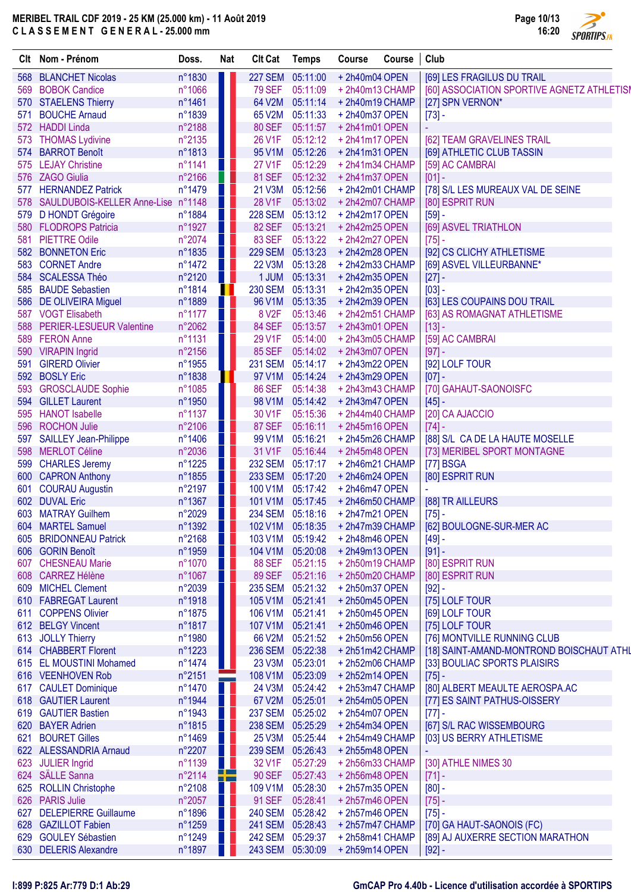# MERIBEL TRAIL CDF 2019 - 25 KM (25.000 km) - 11 Août 2019

**CLASSEMENT GENERAL - 25.000 mm**

| Clt | Nom - Prénom | Doss. | Nat | Clt Cat | Temps | Course | Course | Club |
|---|---|---|---|---|---|---|---|---|
| 568 | BLANCHET Nicolas | n°1830 | | 227 SEM | 05:11:00 | + 2h40m04 | OPEN | [69] LES FRAGILUS DU TRAIL |
| 569 | BOBOK Candice | n°1066 | | 79 SEF | 05:11:09 | + 2h40m13 | CHAMP | [60] ASSOCIATION SPORTIVE AGNETZ ATHLETISM |
| 570 | STAELENS Thierry | n°1461 | | 64 V2M | 05:11:14 | + 2h40m19 | CHAMP | [27] SPN VERNON* |
| 571 | BOUCHE Arnaud | n°1839 | | 65 V2M | 05:11:33 | + 2h40m37 | OPEN | [73] - |
| 572 | HADDI Linda | n°2188 | | 80 SEF | 05:11:57 | + 2h41m01 | OPEN | - |
| 573 | THOMAS Lydivine | n°2135 | | 26 V1F | 05:12:12 | + 2h41m17 | OPEN | [62] TEAM GRAVELINES TRAIL |
| 574 | BARROT Benoît | n°1813 | | 95 V1M | 05:12:26 | + 2h41m31 | OPEN | [69] ATHLETIC CLUB TASSIN |
| 575 | LEJAY Christine | n°1141 | | 27 V1F | 05:12:29 | + 2h41m34 | CHAMP | [59] AC CAMBRAI |
| 576 | ZAGO Giulia | n°2166 | | 81 SEF | 05:12:32 | + 2h41m37 | OPEN | [01] - |
| 577 | HERNANDEZ Patrick | n°1479 | | 21 V3M | 05:12:56 | + 2h42m01 | CHAMP | [78] S/L LES MUREAUX VAL DE SEINE |
| 578 | SAULDUBOIS-KELLER Anne-Lise | n°1148 | | 28 V1F | 05:13:02 | + 2h42m07 | CHAMP | [80] ESPRIT RUN |
| 579 | D HONDT Grégoire | n°1884 | | 228 SEM | 05:13:12 | + 2h42m17 | OPEN | [59] - |
| 580 | FLODROPS Patricia | n°1927 | | 82 SEF | 05:13:21 | + 2h42m25 | OPEN | [69] ASVEL TRIATHLON |
| 581 | PIETTRE Odile | n°2074 | | 83 SEF | 05:13:22 | + 2h42m27 | OPEN | [75] - |
| 582 | BONNETON Eric | n°1835 | | 229 SEM | 05:13:23 | + 2h42m28 | OPEN | [92] CS CLICHY ATHLETISME |
| 583 | CORNET Andre | n°1472 | | 22 V3M | 05:13:28 | + 2h42m33 | CHAMP | [69] ASVEL VILLEURBANNE* |
| 584 | SCALESSA Théo | n°2120 | | 1 JUM | 05:13:31 | + 2h42m35 | OPEN | [27] - |
| 585 | BAUDE Sebastien | n°1814 | | 230 SEM | 05:13:31 | + 2h42m35 | OPEN | [03] - |
| 586 | DE OLIVEIRA Miguel | n°1889 | | 96 V1M | 05:13:35 | + 2h42m39 | OPEN | [63] LES COUPAINS DOU TRAIL |
| 587 | VOGT Elisabeth | n°1177 | | 8 V2F | 05:13:46 | + 2h42m51 | CHAMP | [63] AS ROMAGNAT ATHLETISME |
| 588 | PERIER-LESUEUR Valentine | n°2062 | | 84 SEF | 05:13:57 | + 2h43m01 | OPEN | [13] - |
| 589 | FERON Anne | n°1131 | | 29 V1F | 05:14:00 | + 2h43m05 | CHAMP | [59] AC CAMBRAI |
| 590 | VIRAPIN Ingrid | n°2156 | | 85 SEF | 05:14:02 | + 2h43m07 | OPEN | [97] - |
| 591 | GIRERD Olivier | n°1955 | | 231 SEM | 05:14:17 | + 2h43m22 | OPEN | [92] LOLF TOUR |
| 592 | BOSLY Eric | n°1838 | | 97 V1M | 05:14:24 | + 2h43m29 | OPEN | [07] - |
| 593 | GROSCLAUDE Sophie | n°1085 | | 86 SEF | 05:14:38 | + 2h43m43 | CHAMP | [70] GAHAUT-SAONOISFC |
| 594 | GILLET Laurent | n°1950 | | 98 V1M | 05:14:42 | + 2h43m47 | OPEN | [45] - |
| 595 | HANOT Isabelle | n°1137 | | 30 V1F | 05:15:36 | + 2h44m40 | CHAMP | [20] CA AJACCIO |
| 596 | ROCHON Julie | n°2106 | | 87 SEF | 05:16:11 | + 2h45m16 | OPEN | [74] - |
| 597 | SAILLEY Jean-Philippe | n°1406 | | 99 V1M | 05:16:21 | + 2h45m26 | CHAMP | [88] S/L CA DE LA HAUTE MOSELLE |
| 598 | MERLOT Céline | n°2036 | | 31 V1F | 05:16:44 | + 2h45m48 | OPEN | [73] MERIBEL SPORT MONTAGNE |
| 599 | CHARLES Jeremy | n°1225 | | 232 SEM | 05:17:17 | + 2h46m21 | CHAMP | [77] BSGA |
| 600 | CAPRON Anthony | n°1855 | | 233 SEM | 05:17:20 | + 2h46m24 | OPEN | [80] ESPRIT RUN |
| 601 | COURAU Augustin | n°2197 | | 100 V1M | 05:17:42 | + 2h46m47 | OPEN | - |
| 602 | DUVAL Eric | n°1367 | | 101 V1M | 05:17:45 | + 2h46m50 | CHAMP | [88] TR AILLEURS |
| 603 | MATRAY Guilhem | n°2029 | | 234 SEM | 05:18:16 | + 2h47m21 | OPEN | [75] - |
| 604 | MARTEL Samuel | n°1392 | | 102 V1M | 05:18:35 | + 2h47m39 | CHAMP | [62] BOULOGNE-SUR-MER AC |
| 605 | BRIDONNEAU Patrick | n°2168 | | 103 V1M | 05:19:42 | + 2h48m46 | OPEN | [49] - |
| 606 | GORIN Benoît | n°1959 | | 104 V1M | 05:20:08 | + 2h49m13 | OPEN | [91] - |
| 607 | CHESNEAU Marie | n°1070 | | 88 SEF | 05:21:15 | + 2h50m19 | CHAMP | [80] ESPRIT RUN |
| 608 | CARREZ Hélène | n°1067 | | 89 SEF | 05:21:16 | + 2h50m20 | CHAMP | [80] ESPRIT RUN |
| 609 | MICHEL Clement | n°2039 | | 235 SEM | 05:21:32 | + 2h50m37 | OPEN | [92] - |
| 610 | FABREGAT Laurent | n°1918 | | 105 V1M | 05:21:41 | + 2h50m45 | OPEN | [75] LOLF TOUR |
| 611 | COPPENS Olivier | n°1875 | | 106 V1M | 05:21:41 | + 2h50m45 | OPEN | [69] LOLF TOUR |
| 612 | BELGY Vincent | n°1817 | | 107 V1M | 05:21:41 | + 2h50m46 | OPEN | [75] LOLF TOUR |
| 613 | JOLLY Thierry | n°1980 | | 66 V2M | 05:21:52 | + 2h50m56 | OPEN | [76] MONTVILLE RUNNING CLUB |
| 614 | CHABBERT Florent | n°1223 | | 236 SEM | 05:22:38 | + 2h51m42 | CHAMP | [18] SAINT-AMAND-MONTROND BOISCHAUT ATHL |
| 615 | EL MOUSTINI Mohamed | n°1474 | | 23 V3M | 05:23:01 | + 2h52m06 | CHAMP | [33] BOULIAC SPORTS PLAISIRS |
| 616 | VEENHOVEN Rob | n°2151 | | 108 V1M | 05:23:09 | + 2h52m14 | OPEN | [75] - |
| 617 | CAULET Dominique | n°1470 | | 24 V3M | 05:24:42 | + 2h53m47 | CHAMP | [80] ALBERT MEAULTE AEROSPA.AC |
| 618 | GAUTIER Laurent | n°1944 | | 67 V2M | 05:25:01 | + 2h54m05 | OPEN | [77] ES SAINT PATHUS-OISSERY |
| 619 | GAUTIER Bastien | n°1943 | | 237 SEM | 05:25:02 | + 2h54m07 | OPEN | [77] - |
| 620 | BAYER Adrien | n°1815 | | 238 SEM | 05:25:29 | + 2h54m34 | OPEN | [67] S/L RAC WISSEMBOURG |
| 621 | BOURET Gilles | n°1469 | | 25 V3M | 05:25:44 | + 2h54m49 | CHAMP | [03] US BERRY ATHLETISME |
| 622 | ALESSANDRIA Arnaud | n°2207 | | 239 SEM | 05:26:43 | + 2h55m48 | OPEN | - |
| 623 | JULIER Ingrid | n°1139 | | 32 V1F | 05:27:29 | + 2h56m33 | CHAMP | [30] ATHLE NIMES 30 |
| 624 | SÄLLE Sanna | n°2114 | | 90 SEF | 05:27:43 | + 2h56m48 | OPEN | [71] - |
| 625 | ROLLIN Christophe | n°2108 | | 109 V1M | 05:28:30 | + 2h57m35 | OPEN | [80] - |
| 626 | PARIS Julie | n°2057 | | 91 SEF | 05:28:41 | + 2h57m46 | OPEN | [75] - |
| 627 | DELEPIERRE Guillaume | n°1896 | | 240 SEM | 05:28:42 | + 2h57m46 | OPEN | [75] - |
| 628 | GAZILLOT Fabien | n°1259 | | 241 SEM | 05:28:43 | + 2h57m47 | CHAMP | [70] GA HAUT-SAONOIS (FC) |
| 629 | GOULEY Sébastien | n°1249 | | 242 SEM | 05:29:37 | + 2h58m41 | CHAMP | [89] AJ AUXERRE SECTION MARATHON |
| 630 | DELERIS Alexandre | n°1897 | | 243 SEM | 05:30:09 | + 2h59m14 | OPEN | [92] - |

I:899 P:825 Ar:779 D:1 Ab:29

GmCAP Pro 4.40b - Licence d'utilisation accordée à SPORTIPS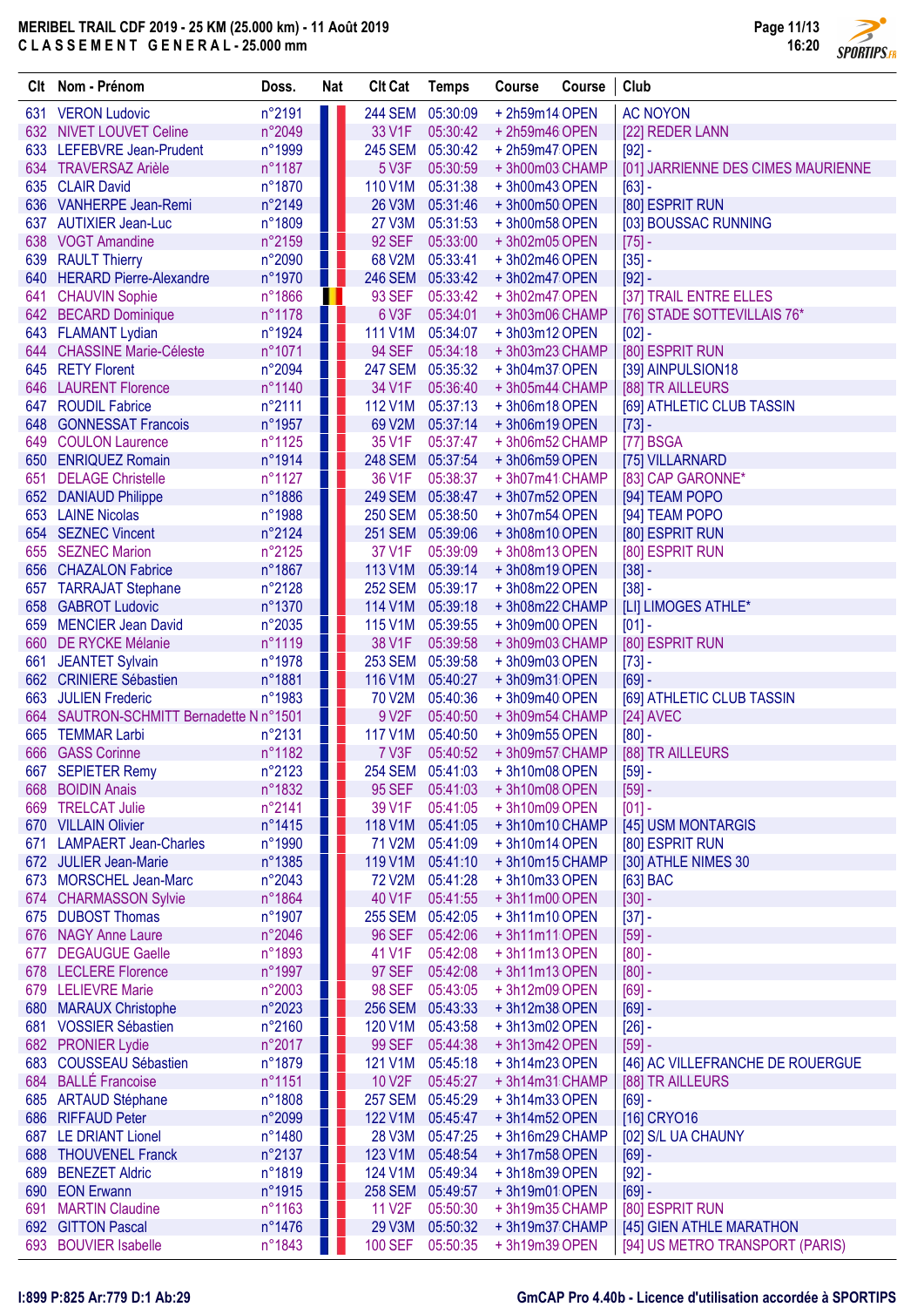# MERIBEL TRAIL CDF 2019 - 25 KM (25.000 km) - 11 Août 2019

## CLASSEMENT GENERAL - 25.000 mm

| Clt | Nom - Prénom | Doss. | Nat | Clt Cat | Temps | Course | Course | Club |
|---|---|---|---|---|---|---|---|---|
| 631 | VERON Ludovic | n°2191 | | 244 SEM | 05:30:09 | + 2h59m14 | OPEN | AC NOYON |
| 632 | NIVET LOUVET Celine | n°2049 | | 33 V1F | 05:30:42 | + 2h59m46 | OPEN | [22] REDER LANN |
| 633 | LEFEBVRE Jean-Prudent | n°1999 | | 245 SEM | 05:30:42 | + 2h59m47 | OPEN | [92] - |
| 634 | TRAVERSAZ Arièle | n°1187 | | 5 V3F | 05:30:59 | + 3h00m03 | CHAMP | [01] JARRIENNE DES CIMES MAURIENNE |
| 635 | CLAIR David | n°1870 | | 110 V1M | 05:31:38 | + 3h00m43 | OPEN | [63] - |
| 636 | VANHERPE Jean-Remi | n°2149 | | 26 V3M | 05:31:46 | + 3h00m50 | OPEN | [80] ESPRIT RUN |
| 637 | AUTIXIER Jean-Luc | n°1809 | | 27 V3M | 05:31:53 | + 3h00m58 | OPEN | [03] BOUSSAC RUNNING |
| 638 | VOGT Amandine | n°2159 | | 92 SEF | 05:33:00 | + 3h02m05 | OPEN | [75] - |
| 639 | RAULT Thierry | n°2090 | | 68 V2M | 05:33:41 | + 3h02m46 | OPEN | [35] - |
| 640 | HERARD Pierre-Alexandre | n°1970 | | 246 SEM | 05:33:42 | + 3h02m47 | OPEN | [92] - |
| 641 | CHAUVIN Sophie | n°1866 | | 93 SEF | 05:33:42 | + 3h02m47 | OPEN | [37] TRAIL ENTRE ELLES |
| 642 | BECARD Dominique | n°1178 | | 6 V3F | 05:34:01 | + 3h03m06 | CHAMP | [76] STADE SOTTEVILLAIS 76* |
| 643 | FLAMANT Lydian | n°1924 | | 111 V1M | 05:34:07 | + 3h03m12 | OPEN | [02] - |
| 644 | CHASSINE Marie-Céleste | n°1071 | | 94 SEF | 05:34:18 | + 3h03m23 | CHAMP | [80] ESPRIT RUN |
| 645 | RETY Florent | n°2094 | | 247 SEM | 05:35:32 | + 3h04m37 | OPEN | [39] AINPULSION18 |
| 646 | LAURENT Florence | n°1140 | | 34 V1F | 05:36:40 | + 3h05m44 | CHAMP | [88] TR AILLEURS |
| 647 | ROUDIL Fabrice | n°2111 | | 112 V1M | 05:37:13 | + 3h06m18 | OPEN | [69] ATHLETIC CLUB TASSIN |
| 648 | GONNESSAT Francois | n°1957 | | 69 V2M | 05:37:14 | + 3h06m19 | OPEN | [73] - |
| 649 | COULON Laurence | n°1125 | | 35 V1F | 05:37:47 | + 3h06m52 | CHAMP | [77] BSGA |
| 650 | ENRIQUEZ Romain | n°1914 | | 248 SEM | 05:37:54 | + 3h06m59 | OPEN | [75] VILLARNARD |
| 651 | DELAGE Christelle | n°1127 | | 36 V1F | 05:38:37 | + 3h07m41 | CHAMP | [83] CAP GARONNE* |
| 652 | DANIAUD Philippe | n°1886 | | 249 SEM | 05:38:47 | + 3h07m52 | OPEN | [94] TEAM POPO |
| 653 | LAINE Nicolas | n°1988 | | 250 SEM | 05:38:50 | + 3h07m54 | OPEN | [94] TEAM POPO |
| 654 | SEZNEC Vincent | n°2124 | | 251 SEM | 05:39:06 | + 3h08m10 | OPEN | [80] ESPRIT RUN |
| 655 | SEZNEC Marion | n°2125 | | 37 V1F | 05:39:09 | + 3h08m13 | OPEN | [80] ESPRIT RUN |
| 656 | CHAZALON Fabrice | n°1867 | | 113 V1M | 05:39:14 | + 3h08m19 | OPEN | [38] - |
| 657 | TARRAJAT Stephane | n°2128 | | 252 SEM | 05:39:17 | + 3h08m22 | OPEN | [38] - |
| 658 | GABROT Ludovic | n°1370 | | 114 V1M | 05:39:18 | + 3h08m22 | CHAMP | [LI] LIMOGES ATHLE* |
| 659 | MENCIER Jean David | n°2035 | | 115 V1M | 05:39:55 | + 3h09m00 | OPEN | [01] - |
| 660 | DE RYCKE Mélanie | n°1119 | | 38 V1F | 05:39:58 | + 3h09m03 | CHAMP | [80] ESPRIT RUN |
| 661 | JEANTET Sylvain | n°1978 | | 253 SEM | 05:39:58 | + 3h09m03 | OPEN | [73] - |
| 662 | CRINIERE Sébastien | n°1881 | | 116 V1M | 05:40:27 | + 3h09m31 | OPEN | [69] - |
| 663 | JULIEN Frederic | n°1983 | | 70 V2M | 05:40:36 | + 3h09m40 | OPEN | [69] ATHLETIC CLUB TASSIN |
| 664 | SAUTRON-SCHMITT Bernadette N | n°1501 | | 9 V2F | 05:40:50 | + 3h09m54 | CHAMP | [24] AVEC |
| 665 | TEMMAR Larbi | n°2131 | | 117 V1M | 05:40:50 | + 3h09m55 | OPEN | [80] - |
| 666 | GASS Corinne | n°1182 | | 7 V3F | 05:40:52 | + 3h09m57 | CHAMP | [88] TR AILLEURS |
| 667 | SEPIETER Remy | n°2123 | | 254 SEM | 05:41:03 | + 3h10m08 | OPEN | [59] - |
| 668 | BOIDIN Anais | n°1832 | | 95 SEF | 05:41:03 | + 3h10m08 | OPEN | [59] - |
| 669 | TRELCAT Julie | n°2141 | | 39 V1F | 05:41:05 | + 3h10m09 | OPEN | [01] - |
| 670 | VILLAIN Olivier | n°1415 | | 118 V1M | 05:41:05 | + 3h10m10 | CHAMP | [45] USM MONTARGIS |
| 671 | LAMPAERT Jean-Charles | n°1990 | | 71 V2M | 05:41:09 | + 3h10m14 | OPEN | [80] ESPRIT RUN |
| 672 | JULIER Jean-Marie | n°1385 | | 119 V1M | 05:41:10 | + 3h10m15 | CHAMP | [30] ATHLE NIMES 30 |
| 673 | MORSCHEL Jean-Marc | n°2043 | | 72 V2M | 05:41:28 | + 3h10m33 | OPEN | [63] BAC |
| 674 | CHARMASSON Sylvie | n°1864 | | 40 V1F | 05:41:55 | + 3h11m00 | OPEN | [30] - |
| 675 | DUBOST Thomas | n°1907 | | 255 SEM | 05:42:05 | + 3h11m10 | OPEN | [37] - |
| 676 | NAGY Anne Laure | n°2046 | | 96 SEF | 05:42:06 | + 3h11m11 | OPEN | [59] - |
| 677 | DEGAUGUE Gaelle | n°1893 | | 41 V1F | 05:42:08 | + 3h11m13 | OPEN | [80] - |
| 678 | LECLERE Florence | n°1997 | | 97 SEF | 05:42:08 | + 3h11m13 | OPEN | [80] - |
| 679 | LELIEVRE Marie | n°2003 | | 98 SEF | 05:43:05 | + 3h12m09 | OPEN | [69] - |
| 680 | MARAUX Christophe | n°2023 | | 256 SEM | 05:43:33 | + 3h12m38 | OPEN | [69] - |
| 681 | VOSSIER Sébastien | n°2160 | | 120 V1M | 05:43:58 | + 3h13m02 | OPEN | [26] - |
| 682 | PRONIER Lydie | n°2017 | | 99 SEF | 05:44:38 | + 3h13m42 | OPEN | [59] - |
| 683 | COUSSEAU Sébastien | n°1879 | | 121 V1M | 05:45:18 | + 3h14m23 | OPEN | [46] AC VILLEFRANCHE DE ROUERGUE |
| 684 | BALLÉ Francoise | n°1151 | | 10 V2F | 05:45:27 | + 3h14m31 | CHAMP | [88] TR AILLEURS |
| 685 | ARTAUD Stéphane | n°1808 | | 257 SEM | 05:45:29 | + 3h14m33 | OPEN | [69] - |
| 686 | RIFFAUD Peter | n°2099 | | 122 V1M | 05:45:47 | + 3h14m52 | OPEN | [16] CRYO16 |
| 687 | LE DRIANT Lionel | n°1480 | | 28 V3M | 05:47:25 | + 3h16m29 | CHAMP | [02] S/L UA CHAUNY |
| 688 | THOUVENEL Franck | n°2137 | | 123 V1M | 05:48:54 | + 3h17m58 | OPEN | [69] - |
| 689 | BENEZET Aldric | n°1819 | | 124 V1M | 05:49:34 | + 3h18m39 | OPEN | [92] - |
| 690 | EON Erwann | n°1915 | | 258 SEM | 05:49:57 | + 3h19m01 | OPEN | [69] - |
| 691 | MARTIN Claudine | n°1163 | | 11 V2F | 05:50:30 | + 3h19m35 | CHAMP | [80] ESPRIT RUN |
| 692 | GITTON Pascal | n°1476 | | 29 V3M | 05:50:32 | + 3h19m37 | CHAMP | [45] GIEN ATHLE MARATHON |
| 693 | BOUVIER Isabelle | n°1843 | | 100 SEF | 05:50:35 | + 3h19m39 | OPEN | [94] US METRO TRANSPORT (PARIS) |

I:899 P:825 Ar:779 D:1 Ab:29

GmCAP Pro 4.40b - Licence d'utilisation accordée à SPORTIPS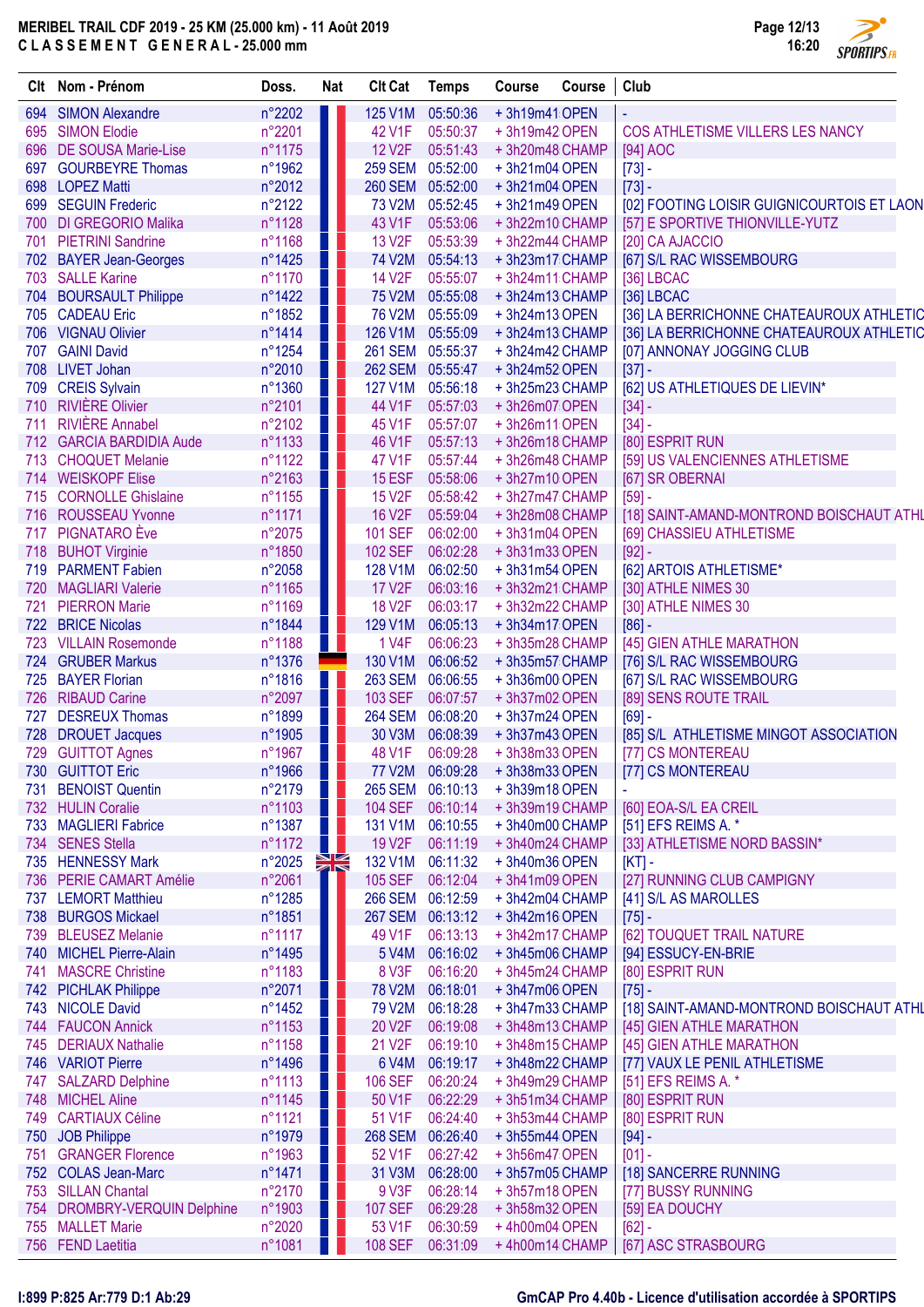# MERIBEL TRAIL CDF 2019 - 25 KM (25.000 km) - 11 Août 2019

## CLASSEMENT GENERAL - 25.000 mm

| Clt | Nom - Prénom | Doss. | Nat | Clt Cat | Temps | Course | Course | Club |
|---|---|---|---|---|---|---|---|---|
| 694 | SIMON Alexandre | n°2202 | | 125 V1M | 05:50:36 | + 3h19m41 | OPEN | - |
| 695 | SIMON Elodie | n°2201 | | 42 V1F | 05:50:37 | + 3h19m42 | OPEN | COS ATHLETISME VILLERS LES NANCY |
| 696 | DE SOUSA Marie-Lise | n°1175 | | 12 V2F | 05:51:43 | + 3h20m48 | CHAMP | [94] AOC |
| 697 | GOURBEYRE Thomas | n°1962 | | 259 SEM | 05:52:00 | + 3h21m04 | OPEN | [73] - |
| 698 | LOPEZ Matti | n°2012 | | 260 SEM | 05:52:00 | + 3h21m04 | OPEN | [73] - |
| 699 | SEGUIN Frederic | n°2122 | | 73 V2M | 05:52:45 | + 3h21m49 | OPEN | [02] FOOTING LOISIR GUIGNICOURTOIS ET LAON |
| 700 | DI GREGORIO Malika | n°1128 | | 43 V1F | 05:53:06 | + 3h22m10 | CHAMP | [57] E SPORTIVE THIONVILLE-YUTZ |
| 701 | PIETRINI Sandrine | n°1168 | | 13 V2F | 05:53:39 | + 3h22m44 | CHAMP | [20] CA AJACCIO |
| 702 | BAYER Jean-Georges | n°1425 | | 74 V2M | 05:54:13 | + 3h23m17 | CHAMP | [67] S/L RAC WISSEMBOURG |
| 703 | SALLE Karine | n°1170 | | 14 V2F | 05:55:07 | + 3h24m11 | CHAMP | [36] LBCAC |
| 704 | BOURSAULT Philippe | n°1422 | | 75 V2M | 05:55:08 | + 3h24m13 | CHAMP | [36] LBCAC |
| 705 | CADEAU Eric | n°1852 | | 76 V2M | 05:55:09 | + 3h24m13 | OPEN | [36] LA BERRICHONNE CHATEAUROUX ATHLETIC |
| 706 | VIGNAU Olivier | n°1414 | | 126 V1M | 05:55:09 | + 3h24m13 | CHAMP | [36] LA BERRICHONNE CHATEAUROUX ATHLETIC |
| 707 | GAINI David | n°1254 | | 261 SEM | 05:55:37 | + 3h24m42 | CHAMP | [07] ANNONAY JOGGING CLUB |
| 708 | LIVET Johan | n°2010 | | 262 SEM | 05:55:47 | + 3h24m52 | OPEN | [37] - |
| 709 | CREIS Sylvain | n°1360 | | 127 V1M | 05:56:18 | + 3h25m23 | CHAMP | [62] US ATHLETIQUES DE LIEVIN* |
| 710 | RIVIÈRE Olivier | n°2101 | | 44 V1F | 05:57:03 | + 3h26m07 | OPEN | [34] - |
| 711 | RIVIÈRE Annabel | n°2102 | | 45 V1F | 05:57:07 | + 3h26m11 | OPEN | [34] - |
| 712 | GARCIA BARDIDIA Aude | n°1133 | | 46 V1F | 05:57:13 | + 3h26m18 | CHAMP | [80] ESPRIT RUN |
| 713 | CHOQUET Melanie | n°1122 | | 47 V1F | 05:57:44 | + 3h26m48 | CHAMP | [59] US VALENCIENNES ATHLETISME |
| 714 | WEISKOPF Elise | n°2163 | | 15 ESF | 05:58:06 | + 3h27m10 | OPEN | [67] SR OBERNAI |
| 715 | CORNOLLE Ghislaine | n°1155 | | 15 V2F | 05:58:42 | + 3h27m47 | CHAMP | [59] - |
| 716 | ROUSSEAU Yvonne | n°1171 | | 16 V2F | 05:59:04 | + 3h28m08 | CHAMP | [18] SAINT-AMAND-MONTROND BOISCHAUT ATHL |
| 717 | PIGNATARO Ève | n°2075 | | 101 SEF | 06:02:00 | + 3h31m04 | OPEN | [69] CHASSIEU ATHLETISME |
| 718 | BUHOT Virginie | n°1850 | | 102 SEF | 06:02:28 | + 3h31m33 | OPEN | [92] - |
| 719 | PARMENT Fabien | n°2058 | | 128 V1M | 06:02:50 | + 3h31m54 | OPEN | [62] ARTOIS ATHLETISME* |
| 720 | MAGLIARI Valerie | n°1165 | | 17 V2F | 06:03:16 | + 3h32m21 | CHAMP | [30] ATHLE NIMES 30 |
| 721 | PIERRON Marie | n°1169 | | 18 V2F | 06:03:17 | + 3h32m22 | CHAMP | [30] ATHLE NIMES 30 |
| 722 | BRICE Nicolas | n°1844 | | 129 V1M | 06:05:13 | + 3h34m17 | OPEN | [86] - |
| 723 | VILLAIN Rosemonde | n°1188 | | 1 V4F | 06:06:23 | + 3h35m28 | CHAMP | [45] GIEN ATHLE MARATHON |
| 724 | GRUBER Markus | n°1376 | | 130 V1M | 06:06:52 | + 3h35m57 | CHAMP | [76] S/L RAC WISSEMBOURG |
| 725 | BAYER Florian | n°1816 | | 263 SEM | 06:06:55 | + 3h36m00 | OPEN | [67] S/L RAC WISSEMBOURG |
| 726 | RIBAUD Carine | n°2097 | | 103 SEF | 06:07:57 | + 3h37m02 | OPEN | [89] SENS ROUTE TRAIL |
| 727 | DESREUX Thomas | n°1899 | | 264 SEM | 06:08:20 | + 3h37m24 | OPEN | [69] - |
| 728 | DROUET Jacques | n°1905 | | 30 V3M | 06:08:39 | + 3h37m43 | OPEN | [85] S/L ATHLETISME MINGOT ASSOCIATION |
| 729 | GUITTOT Agnes | n°1967 | | 48 V1F | 06:09:28 | + 3h38m33 | OPEN | [77] CS MONTEREAU |
| 730 | GUITTOT Eric | n°1966 | | 77 V2M | 06:09:28 | + 3h38m33 | OPEN | [77] CS MONTEREAU |
| 731 | BENOIST Quentin | n°2179 | | 265 SEM | 06:10:13 | + 3h39m18 | OPEN | - |
| 732 | HULIN Coralie | n°1103 | | 104 SEF | 06:10:14 | + 3h39m19 | CHAMP | [60] EOA-S/L EA CREIL |
| 733 | MAGLIERI Fabrice | n°1387 | | 131 V1M | 06:10:55 | + 3h40m00 | CHAMP | [51] EFS REIMS A. * |
| 734 | SENES Stella | n°1172 | | 19 V2F | 06:11:19 | + 3h40m24 | CHAMP | [33] ATHLETISME NORD BASSIN* |
| 735 | HENNESSY Mark | n°2025 | | 132 V1M | 06:11:32 | + 3h40m36 | OPEN | [KT] - |
| 736 | PERIE CAMART Amélie | n°2061 | | 105 SEF | 06:12:04 | + 3h41m09 | OPEN | [27] RUNNING CLUB CAMPIGNY |
| 737 | LEMORT Matthieu | n°1285 | | 266 SEM | 06:12:59 | + 3h42m04 | CHAMP | [41] S/L AS MAROLLES |
| 738 | BURGOS Mickael | n°1851 | | 267 SEM | 06:13:12 | + 3h42m16 | OPEN | [75] - |
| 739 | BLEUSEZ Melanie | n°1117 | | 49 V1F | 06:13:13 | + 3h42m17 | CHAMP | [62] TOUQUET TRAIL NATURE |
| 740 | MICHEL Pierre-Alain | n°1495 | | 5 V4M | 06:16:02 | + 3h45m06 | CHAMP | [94] ESSUCY-EN-BRIE |
| 741 | MASCRE Christine | n°1183 | | 8 V3F | 06:16:20 | + 3h45m24 | CHAMP | [80] ESPRIT RUN |
| 742 | PICHLAK Philippe | n°2071 | | 78 V2M | 06:18:01 | + 3h47m06 | OPEN | [75] - |
| 743 | NICOLE David | n°1452 | | 79 V2M | 06:18:28 | + 3h47m33 | CHAMP | [18] SAINT-AMAND-MONTROND BOISCHAUT ATHL |
| 744 | FAUCON Annick | n°1153 | | 20 V2F | 06:19:08 | + 3h48m13 | CHAMP | [45] GIEN ATHLE MARATHON |
| 745 | DERIAUX Nathalie | n°1158 | | 21 V2F | 06:19:10 | + 3h48m15 | CHAMP | [45] GIEN ATHLE MARATHON |
| 746 | VARIOT Pierre | n°1496 | | 6 V4M | 06:19:17 | + 3h48m22 | CHAMP | [77] VAUX LE PENIL ATHLETISME |
| 747 | SALZARD Delphine | n°1113 | | 106 SEF | 06:20:24 | + 3h49m29 | CHAMP | [51] EFS REIMS A. * |
| 748 | MICHEL Aline | n°1145 | | 50 V1F | 06:22:29 | + 3h51m34 | CHAMP | [80] ESPRIT RUN |
| 749 | CARTIAUX Céline | n°1121 | | 51 V1F | 06:24:40 | + 3h53m44 | CHAMP | [80] ESPRIT RUN |
| 750 | JOB Philippe | n°1979 | | 268 SEM | 06:26:40 | + 3h55m44 | OPEN | [94] - |
| 751 | GRANGER Florence | n°1963 | | 52 V1F | 06:27:42 | + 3h56m47 | OPEN | [01] - |
| 752 | COLAS Jean-Marc | n°1471 | | 31 V3M | 06:28:00 | + 3h57m05 | CHAMP | [18] SANCERRE RUNNING |
| 753 | SILLAN Chantal | n°2170 | | 9 V3F | 06:28:14 | + 3h57m18 | OPEN | [77] BUSSY RUNNING |
| 754 | DROMBRY-VERQUIN Delphine | n°1903 | | 107 SEF | 06:29:28 | + 3h58m32 | OPEN | [59] EA DOUCHY |
| 755 | MALLET Marie | n°2020 | | 53 V1F | 06:30:59 | + 4h00m04 | OPEN | [62] - |
| 756 | FEND Laetitia | n°1081 | | 108 SEF | 06:31:09 | + 4h00m14 | CHAMP | [67] ASC STRASBOURG |

I:899 P:825 Ar:779 D:1 Ab:29

GmCAP Pro 4.40b - Licence d'utilisation accordée à SPORTIPS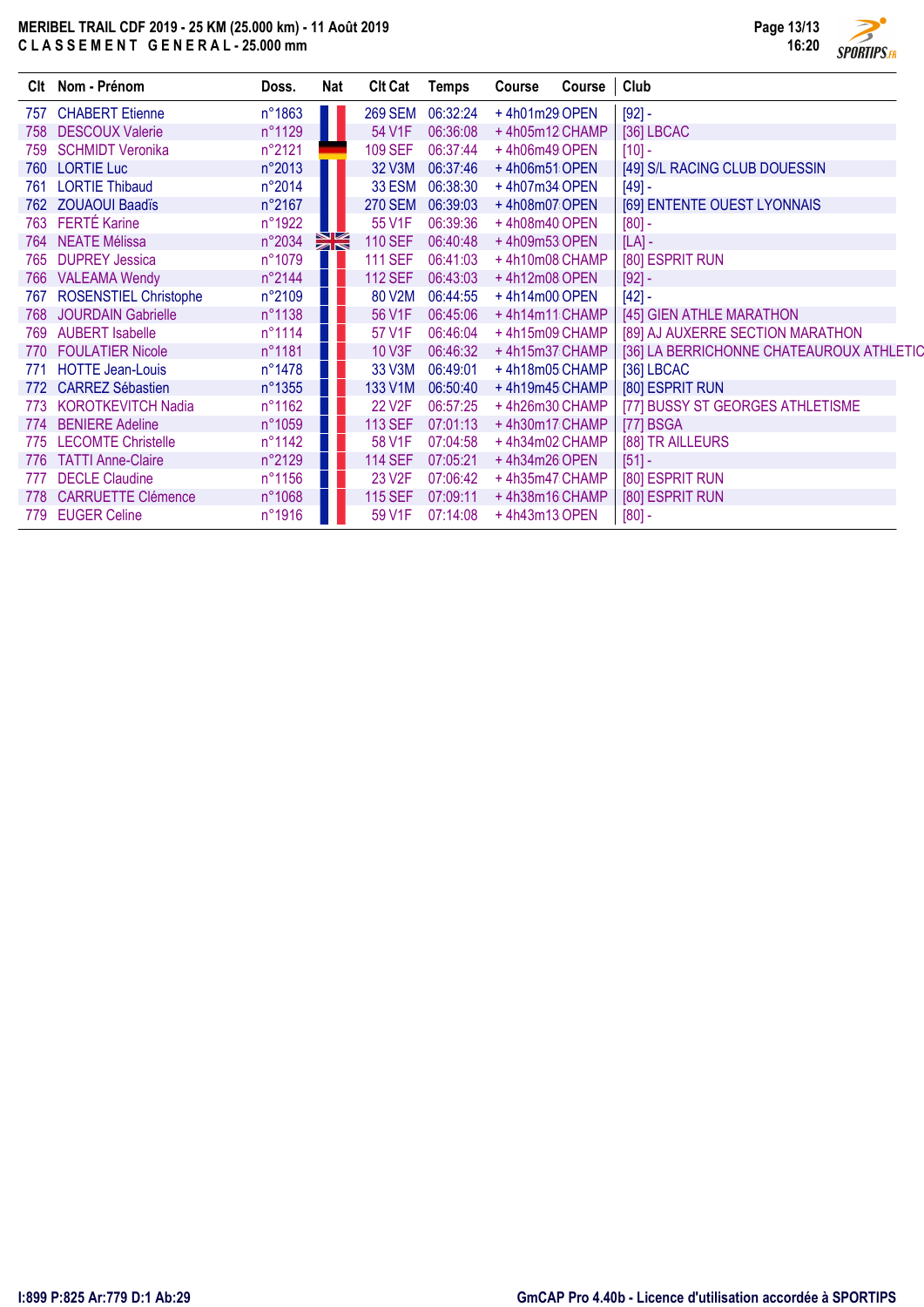| Clt | Nom - Prénom | Doss. | Nat | Clt Cat | Temps | Course | Course | Club |
|---|---|---|---|---|---|---|---|---|
| 757 | CHABERT Etienne | n°1863 | | 269 SEM | 06:32:24 | + 4h01m29 | OPEN | [92] - |
| 758 | DESCOUX Valerie | n°1129 | | 54 V1F | 06:36:08 | + 4h05m12 | CHAMP | [36] LBCAC |
| 759 | SCHMIDT Veronika | n°2121 | | 109 SEF | 06:37:44 | + 4h06m49 | OPEN | [10] - |
| 760 | LORTIE Luc | n°2013 | | 32 V3M | 06:37:46 | + 4h06m51 | OPEN | [49] S/L RACING CLUB DOUESSIN |
| 761 | LORTIE Thibaud | n°2014 | | 33 ESM | 06:38:30 | + 4h07m34 | OPEN | [49] - |
| 762 | ZOUAOUI Baadïs | n°2167 | | 270 SEM | 06:39:03 | + 4h08m07 | OPEN | [69] ENTENTE OUEST LYONNAIS |
| 763 | FERTÉ Karine | n°1922 | | 55 V1F | 06:39:36 | + 4h08m40 | OPEN | [80] - |
| 764 | NEATE Mélissa | n°2034 | | 110 SEF | 06:40:48 | + 4h09m53 | OPEN | [LA] - |
| 765 | DUPREY Jessica | n°1079 | | 111 SEF | 06:41:03 | + 4h10m08 | CHAMP | [80] ESPRIT RUN |
| 766 | VALEAMA Wendy | n°2144 | | 112 SEF | 06:43:03 | + 4h12m08 | OPEN | [92] - |
| 767 | ROSENSTIEL Christophe | n°2109 | | 80 V2M | 06:44:55 | + 4h14m00 | OPEN | [42] - |
| 768 | JOURDAIN Gabrielle | n°1138 | | 56 V1F | 06:45:06 | + 4h14m11 | CHAMP | [45] GIEN ATHLE MARATHON |
| 769 | AUBERT Isabelle | n°1114 | | 57 V1F | 06:46:04 | + 4h15m09 | CHAMP | [89] AJ AUXERRE SECTION MARATHON |
| 770 | FOULATIER Nicole | n°1181 | | 10 V3F | 06:46:32 | + 4h15m37 | CHAMP | [36] LA BERRICHONNE CHATEAUROUX ATHLETIC |
| 771 | HOTTE Jean-Louis | n°1478 | | 33 V3M | 06:49:01 | + 4h18m05 | CHAMP | [36] LBCAC |
| 772 | CARREZ Sébastien | n°1355 | | 133 V1M | 06:50:40 | + 4h19m45 | CHAMP | [80] ESPRIT RUN |
| 773 | KOROTKEVITCH Nadia | n°1162 | | 22 V2F | 06:57:25 | + 4h26m30 | CHAMP | [77] BUSSY ST GEORGES ATHLETISME |
| 774 | BENIERE Adeline | n°1059 | | 113 SEF | 07:01:13 | + 4h30m17 | CHAMP | [77] BSGA |
| 775 | LECOMTE Christelle | n°1142 | | 58 V1F | 07:04:58 | + 4h34m02 | CHAMP | [88] TR AILLEURS |
| 776 | TATTI Anne-Claire | n°2129 | | 114 SEF | 07:05:21 | + 4h34m26 | OPEN | [51] - |
| 777 | DECLE Claudine | n°1156 | | 23 V2F | 07:06:42 | + 4h35m47 | CHAMP | [80] ESPRIT RUN |
| 778 | CARRUETTE Clémence | n°1068 | | 115 SEF | 07:09:11 | + 4h38m16 | CHAMP | [80] ESPRIT RUN |
| 779 | EUGER Celine | n°1916 | | 59 V1F | 07:14:08 | + 4h43m13 | OPEN | [80] - |